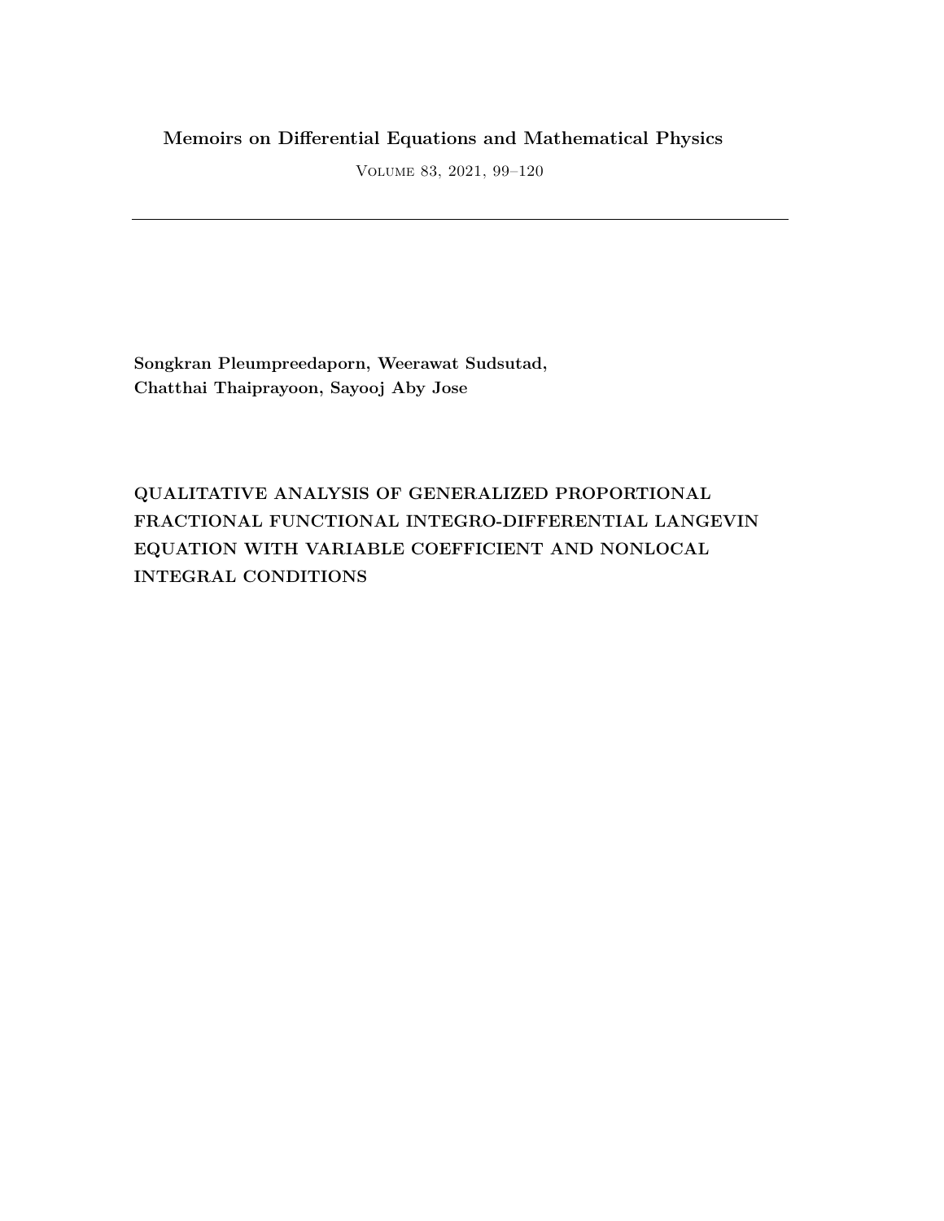**Memoirs on Differential Equations and Mathematical Physics**

Volume 83, 2021, 99–120

---

**Songkran Pleumpreedaporn, Weerawat Sudsutad,**
**Chatthai Thaiprayoon, Sayooj Aby Jose**

# QUALITATIVE ANALYSIS OF GENERALIZED PROPORTIONAL FRACTIONAL FUNCTIONAL INTEGRO-DIFFERENTIAL LANGEVIN EQUATION WITH VARIABLE COEFFICIENT AND NONLOCAL INTEGRAL CONDITIONS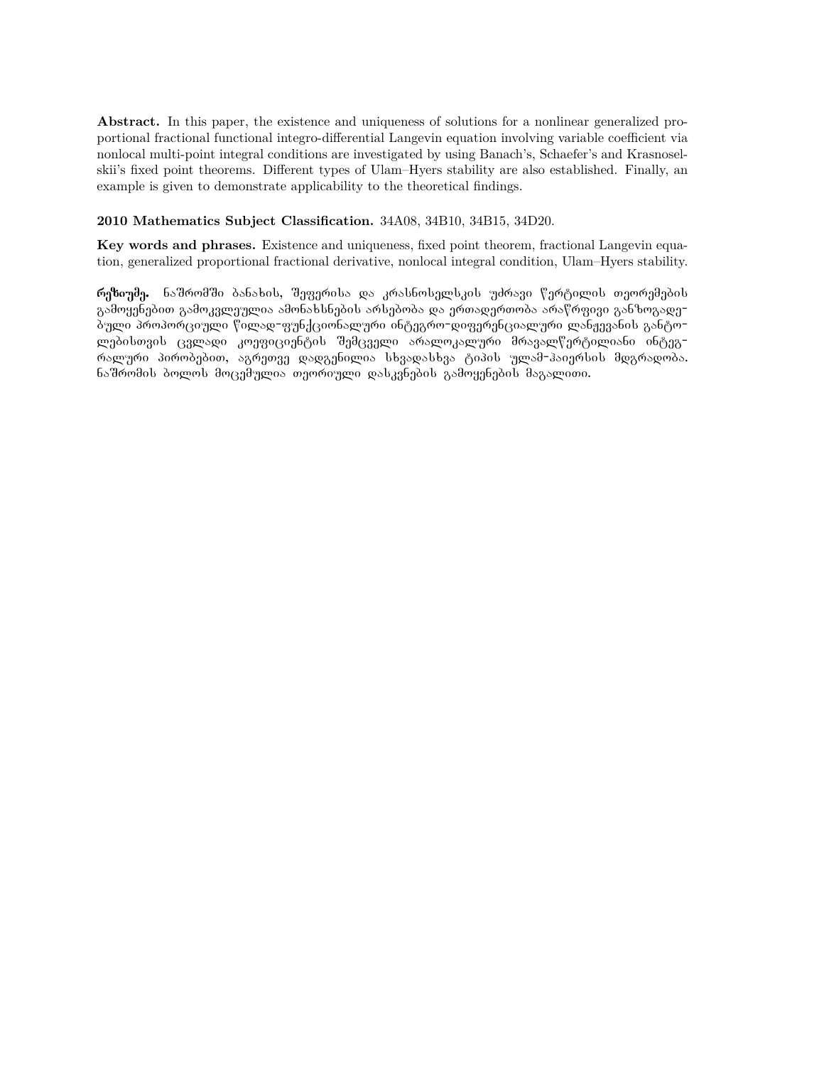**Abstract.** In this paper, the existence and uniqueness of solutions for a nonlinear generalized proportional fractional functional integro-differential Langevin equation involving variable coefficient via nonlocal multi-point integral conditions are investigated by using Banach's, Schaefer's and Krasnoselskii's fixed point theorems. Different types of Ulam–Hyers stability are also established. Finally, an example is given to demonstrate applicability to the theoretical findings.

**2010 Mathematics Subject Classification.** 34A08, 34B10, 34B15, 34D20.

**Key words and phrases.** Existence and uniqueness, fixed point theorem, fractional Langevin equation, generalized proportional fractional derivative, nonlocal integral condition, Ulam–Hyers stability.

**რეზიუმე.** ნაშრომში ბანახის, შეფერისა და კრასნოსელსკის უძრავი წერტილის თეორემების გამოყენებით გამოკვლეულია ამონახსნების არსებობა და ერთადერთობა არაწრფივი განზოგადებული პროპორციული წილად-ფუნქციონალური ინტეგრო-დიფერენციალური ლანჟევანის განტოლებისთვის ცვლადი კოეფიციენტის შემცველი არალოკალური მრავალწერტილიანი ინტეგრალური პირობებით, აგრეთვე დადგენილია სხვადასხვა ტიპის ულამ-ჰაიერსის მდგრადობა. ნაშრომის ბოლოს მოცემულია თეორიული დასკვნების გამოყენების მაგალითი.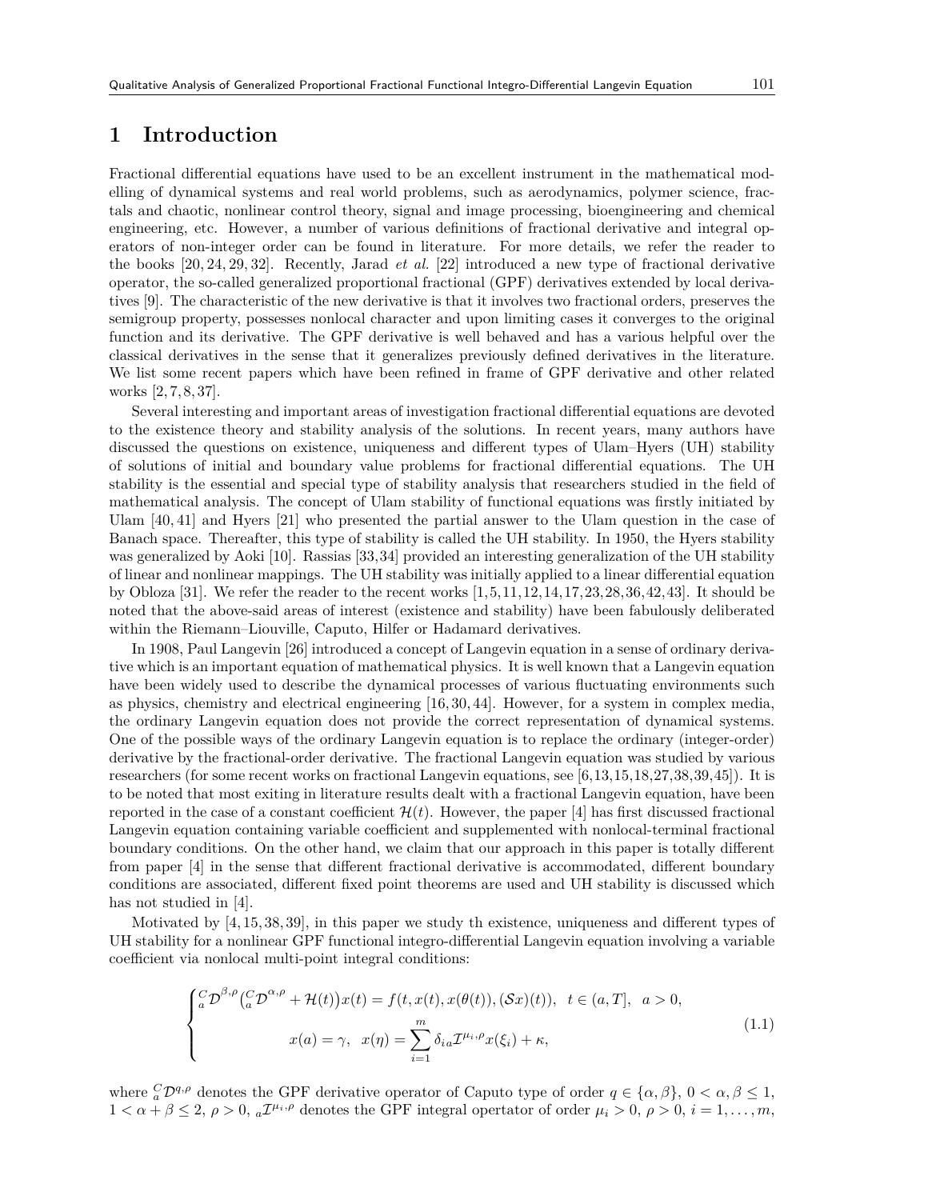# 1 Introduction

Fractional differential equations have used to be an excellent instrument in the mathematical modelling of dynamical systems and real world problems, such as aerodynamics, polymer science, fractals and chaotic, nonlinear control theory, signal and image processing, bioengineering and chemical engineering, etc. However, a number of various definitions of fractional derivative and integral operators of non-integer order can be found in literature. For more details, we refer the reader to the books [20, 24, 29, 32]. Recently, Jarad *et al.* [22] introduced a new type of fractional derivative operator, the so-called generalized proportional fractional (GPF) derivatives extended by local derivatives [9]. The characteristic of the new derivative is that it involves two fractional orders, preserves the semigroup property, possesses nonlocal character and upon limiting cases it converges to the original function and its derivative. The GPF derivative is well behaved and has a various helpful over the classical derivatives in the sense that it generalizes previously defined derivatives in the literature. We list some recent papers which have been refined in frame of GPF derivative and other related works [2, 7, 8, 37].

Several interesting and important areas of investigation fractional differential equations are devoted to the existence theory and stability analysis of the solutions. In recent years, many authors have discussed the questions on existence, uniqueness and different types of Ulam–Hyers (UH) stability of solutions of initial and boundary value problems for fractional differential equations. The UH stability is the essential and special type of stability analysis that researchers studied in the field of mathematical analysis. The concept of Ulam stability of functional equations was firstly initiated by Ulam [40, 41] and Hyers [21] who presented the partial answer to the Ulam question in the case of Banach space. Thereafter, this type of stability is called the UH stability. In 1950, the Hyers stability was generalized by Aoki [10]. Rassias [33, 34] provided an interesting generalization of the UH stability of linear and nonlinear mappings. The UH stability was initially applied to a linear differential equation by Obloza [31]. We refer the reader to the recent works [1, 5, 11, 12, 14, 17, 23, 28, 36, 42, 43]. It should be noted that the above-said areas of interest (existence and stability) have been fabulously deliberated within the Riemann–Liouville, Caputo, Hilfer or Hadamard derivatives.

In 1908, Paul Langevin [26] introduced a concept of Langevin equation in a sense of ordinary derivative which is an important equation of mathematical physics. It is well known that a Langevin equation have been widely used to describe the dynamical processes of various fluctuating environments such as physics, chemistry and electrical engineering [16, 30, 44]. However, for a system in complex media, the ordinary Langevin equation does not provide the correct representation of dynamical systems. One of the possible ways of the ordinary Langevin equation is to replace the ordinary (integer-order) derivative by the fractional-order derivative. The fractional Langevin equation was studied by various researchers (for some recent works on fractional Langevin equations, see [6, 13, 15, 18, 27, 38, 39, 45]). It is to be noted that most exiting in literature results dealt with a fractional Langevin equation, have been reported in the case of a constant coefficient $\mathcal{H}(t)$. However, the paper [4] has first discussed fractional Langevin equation containing variable coefficient and supplemented with nonlocal-terminal fractional boundary conditions. On the other hand, we claim that our approach in this paper is totally different from paper [4] in the sense that different fractional derivative is accommodated, different boundary conditions are associated, different fixed point theorems are used and UH stability is discussed which has not studied in [4].

Motivated by [4, 15, 38, 39], in this paper we study th existence, uniqueness and different types of UH stability for a nonlinear GPF functional integro-differential Langevin equation involving a variable coefficient via nonlocal multi-point integral conditions:

$$
\begin{cases}
{}^{C}_{a}\mathcal{D}^{\beta,\rho}\big({}^{C}_{a}\mathcal{D}^{\alpha,\rho}+\mathcal{H}(t)\big)x(t)=f(t,x(t),x(\theta(t)),(\mathcal{S}x)(t)), \quad t\in(a,T], \quad a>0, \\[2mm]
x(a)=\gamma, \quad x(\eta)=\displaystyle\sum_{i=1}^{m}\delta_{i\,a}\mathcal{I}^{\mu_i,\rho}x(\xi_i)+\kappa,
\end{cases}
\tag{1.1}
$$

where ${}^{C}_{a}\mathcal{D}^{q,\rho}$ denotes the GPF derivative operator of Caputo type of order $q\in\{\alpha,\beta\}$, $0<\alpha,\beta\le 1$, $1<\alpha+\beta\le 2$, $\rho>0$, ${}_{a}\mathcal{I}^{\mu_i,\rho}$ denotes the GPF integral opertator of order $\mu_i>0$, $\rho>0$, $i=1,\dots,m$,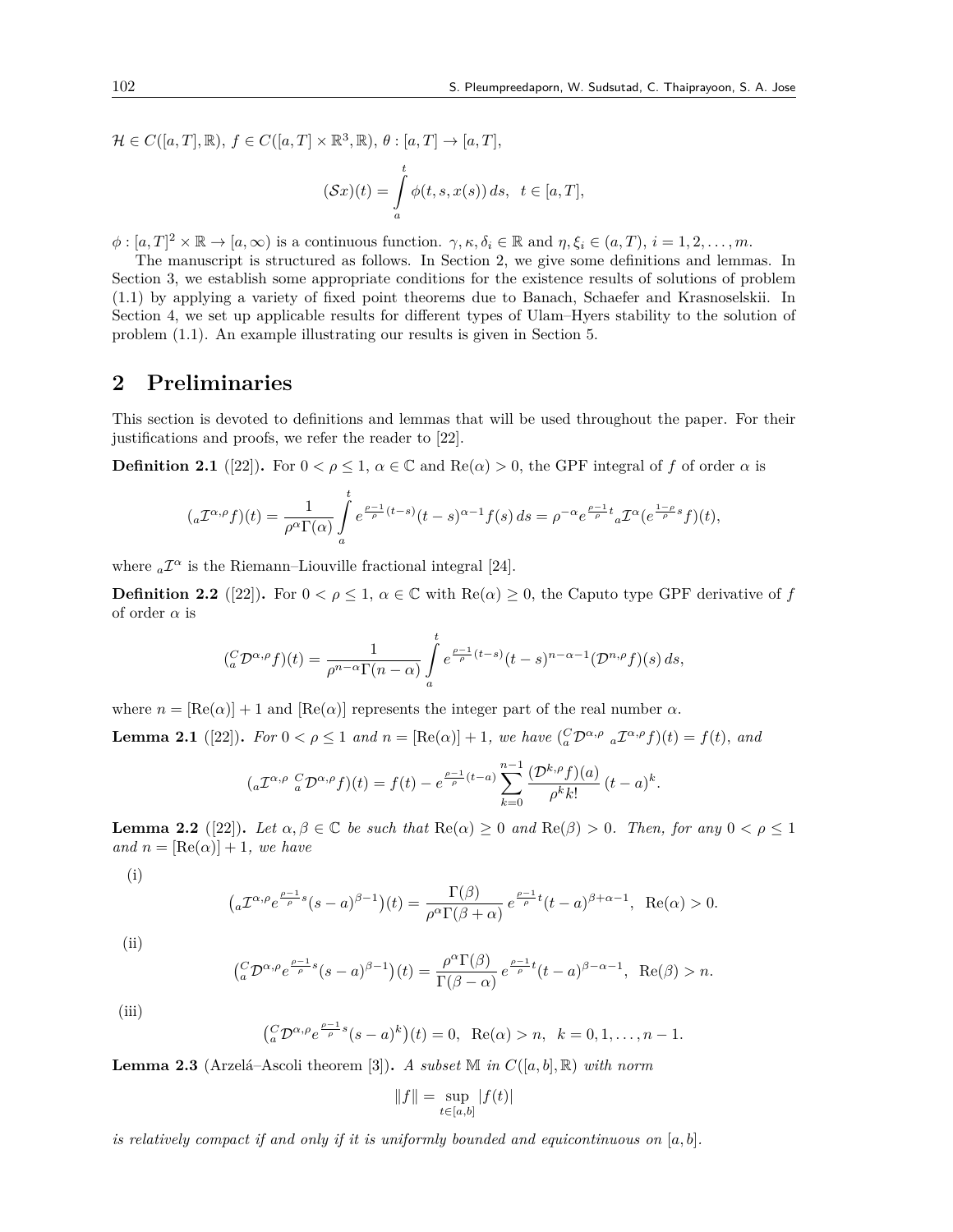$\mathcal{H} \in C([a,T],\mathbb{R})$, $f \in C([a,T]\times\mathbb{R}^3,\mathbb{R})$, $\theta : [a,T] \to [a,T]$,

$$(\mathcal{S}x)(t) = \int_a^t \phi(t,s,x(s))\,ds, \quad t \in [a,T],$$

$\phi : [a,T]^2 \times \mathbb{R} \to [a,\infty)$ is a continuous function. $\gamma, \kappa, \delta_i \in \mathbb{R}$ and $\eta, \xi_i \in (a,T)$, $i = 1,2,\ldots,m$.

The manuscript is structured as follows. In Section 2, we give some definitions and lemmas. In Section 3, we establish some appropriate conditions for the existence results of solutions of problem (1.1) by applying a variety of fixed point theorems due to Banach, Schaefer and Krasnoselskii. In Section 4, we set up applicable results for different types of Ulam–Hyers stability to the solution of problem (1.1). An example illustrating our results is given in Section 5.

# 2 Preliminaries

This section is devoted to definitions and lemmas that will be used throughout the paper. For their justifications and proofs, we refer the reader to [22].

**Definition 2.1** ([22])**.** For $0 < \rho \le 1$, $\alpha \in \mathbb{C}$ and $\mathrm{Re}(\alpha) > 0$, the GPF integral of $f$ of order $\alpha$ is

$$({}_a\mathcal{I}^{\alpha,\rho} f)(t) = \frac{1}{\rho^\alpha \Gamma(\alpha)} \int_a^t e^{\frac{\rho-1}{\rho}(t-s)} (t-s)^{\alpha-1} f(s)\,ds = \rho^{-\alpha} e^{\frac{\rho-1}{\rho}t}\, {}_a\mathcal{I}^{\alpha}(e^{\frac{1-\rho}{\rho}s} f)(t),$$

where ${}_a\mathcal{I}^{\alpha}$ is the Riemann–Liouville fractional integral [24].

**Definition 2.2** ([22])**.** For $0 < \rho \le 1$, $\alpha \in \mathbb{C}$ with $\mathrm{Re}(\alpha) \ge 0$, the Caputo type GPF derivative of $f$ of order $\alpha$ is

$$({}_a^C\mathcal{D}^{\alpha,\rho} f)(t) = \frac{1}{\rho^{n-\alpha}\Gamma(n-\alpha)} \int_a^t e^{\frac{\rho-1}{\rho}(t-s)} (t-s)^{n-\alpha-1} (\mathcal{D}^{n,\rho} f)(s)\,ds,$$

where $n = [\mathrm{Re}(\alpha)] + 1$ and $[\mathrm{Re}(\alpha)]$ represents the integer part of the real number $\alpha$.

**Lemma 2.1** ([22])**.** *For $0 < \rho \le 1$ and $n = [\mathrm{Re}(\alpha)] + 1$, we have $({}_a^C\mathcal{D}^{\alpha,\rho}\, {}_a\mathcal{I}^{\alpha,\rho} f)(t) = f(t)$, and*

$$({}_a\mathcal{I}^{\alpha,\rho}\, {}_a^C\mathcal{D}^{\alpha,\rho} f)(t) = f(t) - e^{\frac{\rho-1}{\rho}(t-a)} \sum_{k=0}^{n-1} \frac{(\mathcal{D}^{k,\rho} f)(a)}{\rho^k k!} (t-a)^k.$$

**Lemma 2.2** ([22])**.** *Let $\alpha, \beta \in \mathbb{C}$ be such that $\mathrm{Re}(\alpha) \ge 0$ and $\mathrm{Re}(\beta) > 0$. Then, for any $0 < \rho \le 1$ and $n = [\mathrm{Re}(\alpha)] + 1$, we have*

(i)
$$\left({}_a\mathcal{I}^{\alpha,\rho} e^{\frac{\rho-1}{\rho}s}(s-a)^{\beta-1}\right)(t) = \frac{\Gamma(\beta)}{\rho^\alpha \Gamma(\beta+\alpha)}\, e^{\frac{\rho-1}{\rho}t}(t-a)^{\beta+\alpha-1}, \quad \mathrm{Re}(\alpha) > 0.$$

(ii)
$$\left({}_a^C\mathcal{D}^{\alpha,\rho} e^{\frac{\rho-1}{\rho}s}(s-a)^{\beta-1}\right)(t) = \frac{\rho^\alpha \Gamma(\beta)}{\Gamma(\beta-\alpha)}\, e^{\frac{\rho-1}{\rho}t}(t-a)^{\beta-\alpha-1}, \quad \mathrm{Re}(\beta) > n.$$

(iii)
$$\left({}_a^C\mathcal{D}^{\alpha,\rho} e^{\frac{\rho-1}{\rho}s}(s-a)^{k}\right)(t) = 0, \quad \mathrm{Re}(\alpha) > n, \quad k = 0,1,\ldots,n-1.$$

**Lemma 2.3** (Arzelá–Ascoli theorem [3])**.** *A subset $\mathbb{M}$ in $C([a,b],\mathbb{R})$ with norm*

$$\|f\| = \sup_{t\in[a,b]} |f(t)|$$

*is relatively compact if and only if it is uniformly bounded and equicontinuous on $[a,b]$.*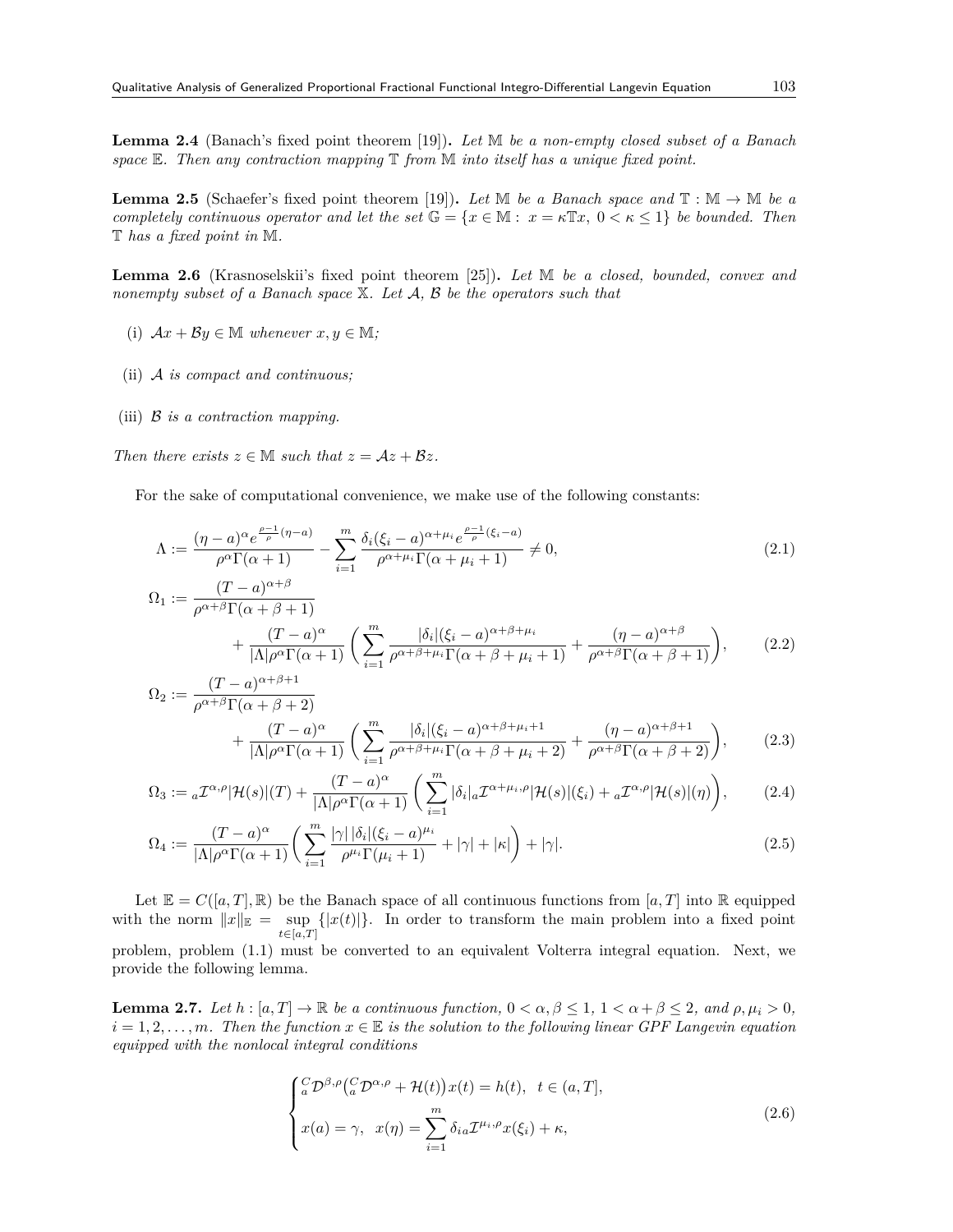**Lemma 2.4** (Banach's fixed point theorem [19])**.** *Let $\mathbb{M}$ be a non-empty closed subset of a Banach space $\mathbb{E}$. Then any contraction mapping $\mathbb{T}$ from $\mathbb{M}$ into itself has a unique fixed point.*

**Lemma 2.5** (Schaefer's fixed point theorem [19])**.** *Let $\mathbb{M}$ be a Banach space and $\mathbb{T} : \mathbb{M} \to \mathbb{M}$ be a completely continuous operator and let the set $\mathbb{G} = \{x \in \mathbb{M} : \ x = \kappa \mathbb{T}x, \ 0 < \kappa \leq 1\}$ be bounded. Then $\mathbb{T}$ has a fixed point in $\mathbb{M}$.*

**Lemma 2.6** (Krasnoselskii's fixed point theorem [25])**.** *Let $\mathbb{M}$ be a closed, bounded, convex and nonempty subset of a Banach space $\mathbb{X}$. Let $\mathcal{A}$, $\mathcal{B}$ be the operators such that*

(i) *$\mathcal{A}x + \mathcal{B}y \in \mathbb{M}$ whenever $x, y \in \mathbb{M}$;*

(ii) *$\mathcal{A}$ is compact and continuous;*

(iii) *$\mathcal{B}$ is a contraction mapping.*

*Then there exists $z \in \mathbb{M}$ such that $z = \mathcal{A}z + \mathcal{B}z$.*

For the sake of computational convenience, we make use of the following constants:

$$\Lambda := \frac{(\eta - a)^{\alpha} e^{\frac{\rho-1}{\rho}(\eta - a)}}{\rho^{\alpha}\Gamma(\alpha+1)} - \sum_{i=1}^{m} \frac{\delta_i (\xi_i - a)^{\alpha+\mu_i} e^{\frac{\rho-1}{\rho}(\xi_i - a)}}{\rho^{\alpha+\mu_i}\Gamma(\alpha+\mu_i+1)} \neq 0, \tag{2.1}$$

$$\Omega_1 := \frac{(T-a)^{\alpha+\beta}}{\rho^{\alpha+\beta}\Gamma(\alpha+\beta+1)} + \frac{(T-a)^{\alpha}}{|\Lambda|\rho^{\alpha}\Gamma(\alpha+1)} \left( \sum_{i=1}^{m} \frac{|\delta_i|(\xi_i - a)^{\alpha+\beta+\mu_i}}{\rho^{\alpha+\beta+\mu_i}\Gamma(\alpha+\beta+\mu_i+1)} + \frac{(\eta-a)^{\alpha+\beta}}{\rho^{\alpha+\beta}\Gamma(\alpha+\beta+1)} \right), \tag{2.2}$$

$$\Omega_2 := \frac{(T-a)^{\alpha+\beta+1}}{\rho^{\alpha+\beta}\Gamma(\alpha+\beta+2)} + \frac{(T-a)^{\alpha}}{|\Lambda|\rho^{\alpha}\Gamma(\alpha+1)} \left( \sum_{i=1}^{m} \frac{|\delta_i|(\xi_i - a)^{\alpha+\beta+\mu_i+1}}{\rho^{\alpha+\beta+\mu_i}\Gamma(\alpha+\beta+\mu_i+2)} + \frac{(\eta-a)^{\alpha+\beta+1}}{\rho^{\alpha+\beta}\Gamma(\alpha+\beta+2)} \right), \tag{2.3}$$

$$\Omega_3 := {}_a\mathcal{I}^{\alpha,\rho}|\mathcal{H}(s)|(T) + \frac{(T-a)^{\alpha}}{|\Lambda|\rho^{\alpha}\Gamma(\alpha+1)} \left( \sum_{i=1}^{m} |\delta_i| {}_a\mathcal{I}^{\alpha+\mu_i,\rho}|\mathcal{H}(s)|(\xi_i) + {}_a\mathcal{I}^{\alpha,\rho}|\mathcal{H}(s)|(\eta) \right), \tag{2.4}$$

$$\Omega_4 := \frac{(T-a)^{\alpha}}{|\Lambda|\rho^{\alpha}\Gamma(\alpha+1)} \left( \sum_{i=1}^{m} \frac{|\gamma|\,|\delta_i|(\xi_i - a)^{\mu_i}}{\rho^{\mu_i}\Gamma(\mu_i+1)} + |\gamma| + |\kappa| \right) + |\gamma|. \tag{2.5}$$

Let $\mathbb{E} = C([a,T], \mathbb{R})$ be the Banach space of all continuous functions from $[a,T]$ into $\mathbb{R}$ equipped with the norm $\|x\|_{\mathbb{E}} = \sup_{t\in[a,T]} \{|x(t)|\}$. In order to transform the main problem into a fixed point problem, problem (1.1) must be converted to an equivalent Volterra integral equation. Next, we provide the following lemma.

**Lemma 2.7.** *Let $h : [a,T] \to \mathbb{R}$ be a continuous function, $0 < \alpha, \beta \leq 1$, $1 < \alpha + \beta \leq 2$, and $\rho, \mu_i > 0$, $i = 1, 2, \ldots, m$. Then the function $x \in \mathbb{E}$ is the solution to the following linear GPF Langevin equation equipped with the nonlocal integral conditions*

$$\begin{cases} {}_a^C\mathcal{D}^{\beta,\rho}\big({}_a^C\mathcal{D}^{\alpha,\rho} + \mathcal{H}(t)\big)x(t) = h(t), \quad t \in (a,T], \\ x(a) = \gamma, \quad x(\eta) = \displaystyle\sum_{i=1}^{m} \delta_i {}_a\mathcal{I}^{\mu_i,\rho} x(\xi_i) + \kappa, \end{cases} \tag{2.6}$$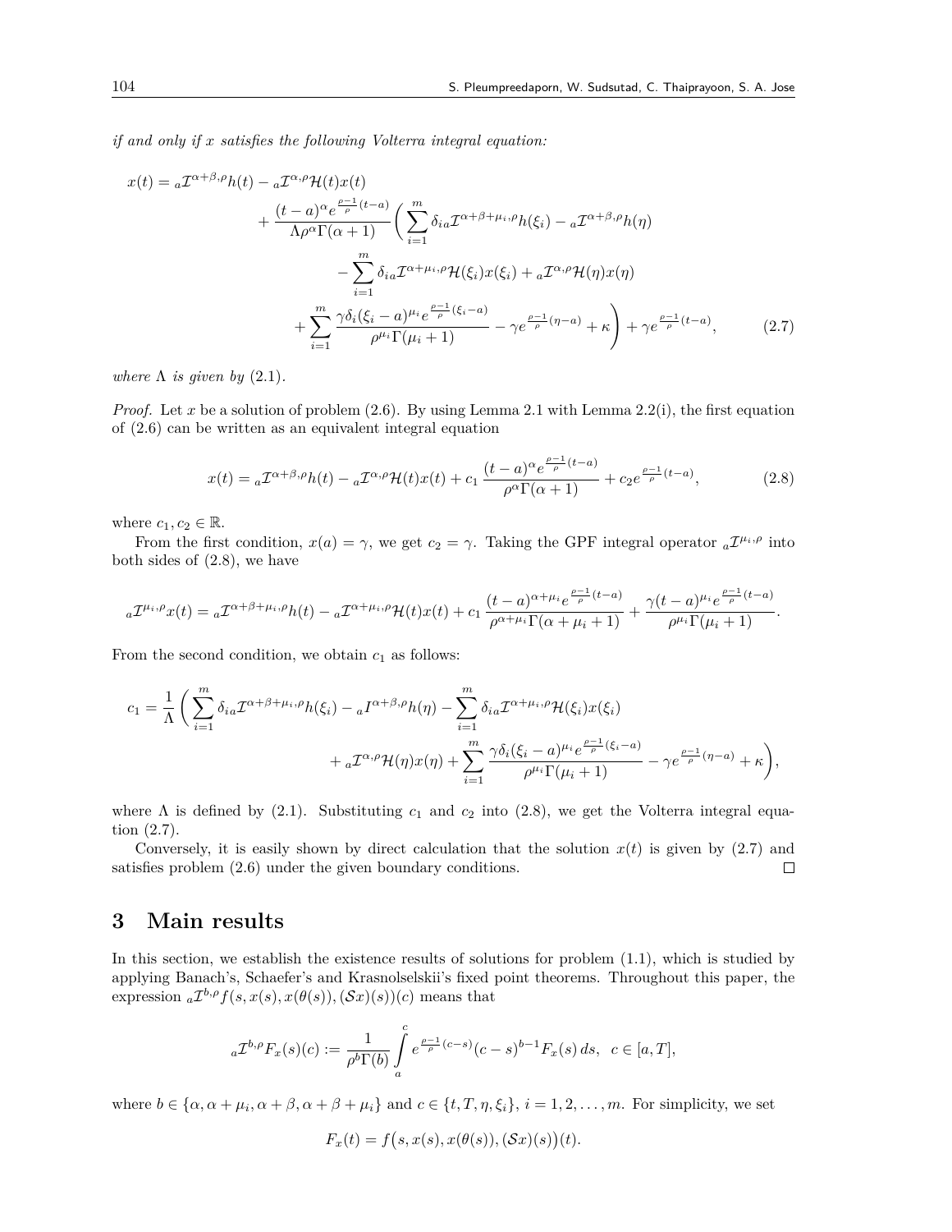*if and only if $x$ satisfies the following Volterra integral equation:*

$$
\begin{aligned}
x(t) = {}_a\mathcal{I}^{\alpha+\beta,\rho}h(t) - {}_a\mathcal{I}^{\alpha,\rho}\mathcal{H}(t)x(t) \\
+ \frac{(t-a)^{\alpha}e^{\frac{\rho-1}{\rho}(t-a)}}{\Lambda\rho^{\alpha}\Gamma(\alpha+1)}\bigg(\sum_{i=1}^{m}\delta_{i a}\mathcal{I}^{\alpha+\beta+\mu_i,\rho}h(\xi_i) - {}_a\mathcal{I}^{\alpha+\beta,\rho}h(\eta) \\
- \sum_{i=1}^{m}\delta_{i a}\mathcal{I}^{\alpha+\mu_i,\rho}\mathcal{H}(\xi_i)x(\xi_i) + {}_a\mathcal{I}^{\alpha,\rho}\mathcal{H}(\eta)x(\eta) \\
+ \sum_{i=1}^{m}\frac{\gamma\delta_i(\xi_i-a)^{\mu_i}e^{\frac{\rho-1}{\rho}(\xi_i-a)}}{\rho^{\mu_i}\Gamma(\mu_i+1)} - \gamma e^{\frac{\rho-1}{\rho}(\eta-a)} + \kappa\bigg) + \gamma e^{\frac{\rho-1}{\rho}(t-a)}, \qquad (2.7)
\end{aligned}
$$

*where $\Lambda$ is given by* (2.1).

*Proof.* Let $x$ be a solution of problem (2.6). By using Lemma 2.1 with Lemma 2.2(i), the first equation of (2.6) can be written as an equivalent integral equation

$$
x(t) = {}_a\mathcal{I}^{\alpha+\beta,\rho}h(t) - {}_a\mathcal{I}^{\alpha,\rho}\mathcal{H}(t)x(t) + c_1\frac{(t-a)^{\alpha}e^{\frac{\rho-1}{\rho}(t-a)}}{\rho^{\alpha}\Gamma(\alpha+1)} + c_2 e^{\frac{\rho-1}{\rho}(t-a)}, \qquad (2.8)
$$

where $c_1, c_2 \in \mathbb{R}$.

From the first condition, $x(a) = \gamma$, we get $c_2 = \gamma$. Taking the GPF integral operator ${}_a\mathcal{I}^{\mu_i,\rho}$ into both sides of (2.8), we have

$$
{}_a\mathcal{I}^{\mu_i,\rho}x(t) = {}_a\mathcal{I}^{\alpha+\beta+\mu_i,\rho}h(t) - {}_a\mathcal{I}^{\alpha+\mu_i,\rho}\mathcal{H}(t)x(t) + c_1\frac{(t-a)^{\alpha+\mu_i}e^{\frac{\rho-1}{\rho}(t-a)}}{\rho^{\alpha+\mu_i}\Gamma(\alpha+\mu_i+1)} + \frac{\gamma(t-a)^{\mu_i}e^{\frac{\rho-1}{\rho}(t-a)}}{\rho^{\mu_i}\Gamma(\mu_i+1)}.
$$

From the second condition, we obtain $c_1$ as follows:

$$
\begin{aligned}
c_1 = \frac{1}{\Lambda}\bigg(\sum_{i=1}^{m}\delta_{i a}\mathcal{I}^{\alpha+\beta+\mu_i,\rho}h(\xi_i) - {}_a I^{\alpha+\beta,\rho}h(\eta) - \sum_{i=1}^{m}\delta_{i a}\mathcal{I}^{\alpha+\mu_i,\rho}\mathcal{H}(\xi_i)x(\xi_i) \\
+ {}_a\mathcal{I}^{\alpha,\rho}\mathcal{H}(\eta)x(\eta) + \sum_{i=1}^{m}\frac{\gamma\delta_i(\xi_i-a)^{\mu_i}e^{\frac{\rho-1}{\rho}(\xi_i-a)}}{\rho^{\mu_i}\Gamma(\mu_i+1)} - \gamma e^{\frac{\rho-1}{\rho}(\eta-a)} + \kappa\bigg),
\end{aligned}
$$

where $\Lambda$ is defined by (2.1). Substituting $c_1$ and $c_2$ into (2.8), we get the Volterra integral equation (2.7).

Conversely, it is easily shown by direct calculation that the solution $x(t)$ is given by (2.7) and satisfies problem (2.6) under the given boundary conditions. □

## 3 Main results

In this section, we establish the existence results of solutions for problem (1.1), which is studied by applying Banach's, Schaefer's and Krasnolselskii's fixed point theorems. Throughout this paper, the expression ${}_a\mathcal{I}^{b,\rho}f(s, x(s), x(\theta(s)), (\mathcal{S}x)(s))(c)$ means that

$$
{}_a\mathcal{I}^{b,\rho}F_x(s)(c) := \frac{1}{\rho^{b}\Gamma(b)}\int_a^c e^{\frac{\rho-1}{\rho}(c-s)}(c-s)^{b-1}F_x(s)\,ds, \quad c \in [a, T],
$$

where $b \in \{\alpha, \alpha+\mu_i, \alpha+\beta, \alpha+\beta+\mu_i\}$ and $c \in \{t, T, \eta, \xi_i\}$, $i = 1, 2, \ldots, m$. For simplicity, we set

$$
F_x(t) = f\big(s, x(s), x(\theta(s)), (\mathcal{S}x)(s)\big)(t).
$$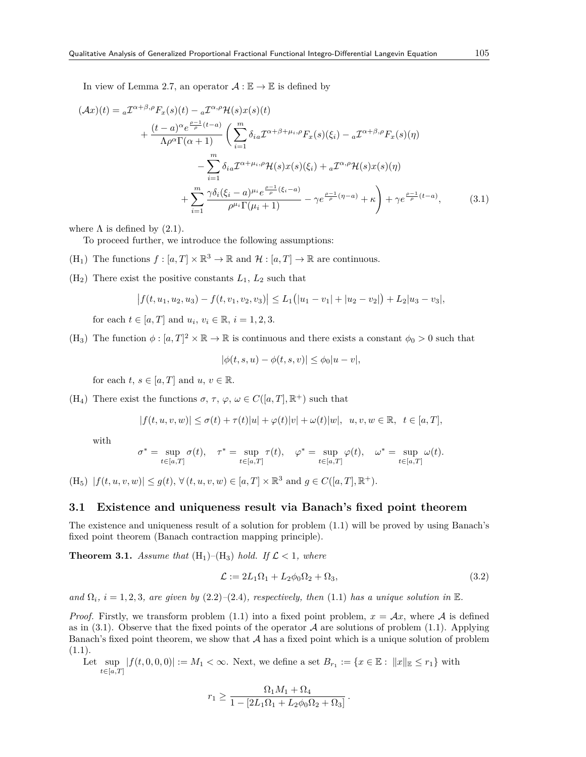In view of Lemma 2.7, an operator $\mathcal{A} : \mathbb{E} \to \mathbb{E}$ is defined by

$$
\begin{aligned}
(\mathcal{A}x)(t) = {}& {}_a\mathcal{I}^{\alpha+\beta,\rho} F_x(s)(t) - {}_a\mathcal{I}^{\alpha,\rho}\mathcal{H}(s)x(s)(t) \\
&+ \frac{(t-a)^\alpha e^{\frac{\rho-1}{\rho}(t-a)}}{\Lambda \rho^\alpha \Gamma(\alpha+1)} \Bigg( \sum_{i=1}^{m} \delta_i {}_a\mathcal{I}^{\alpha+\beta+\mu_i,\rho} F_x(s)(\xi_i) - {}_a\mathcal{I}^{\alpha+\beta,\rho} F_x(s)(\eta) \\
&- \sum_{i=1}^{m} \delta_i {}_a\mathcal{I}^{\alpha+\mu_i,\rho}\mathcal{H}(s)x(s)(\xi_i) + {}_a\mathcal{I}^{\alpha,\rho}\mathcal{H}(s)x(s)(\eta) \\
&+ \sum_{i=1}^{m} \frac{\gamma \delta_i (\xi_i - a)^{\mu_i} e^{\frac{\rho-1}{\rho}(\xi_i - a)}}{\rho^{\mu_i}\Gamma(\mu_i+1)} - \gamma e^{\frac{\rho-1}{\rho}(\eta-a)} + \kappa \Bigg) + \gamma e^{\frac{\rho-1}{\rho}(t-a)}, \qquad (3.1)
\end{aligned}
$$

where $\Lambda$ is defined by (2.1).

To proceed further, we introduce the following assumptions:

(H$_1$) The functions $f : [a,T] \times \mathbb{R}^3 \to \mathbb{R}$ and $\mathcal{H} : [a,T] \to \mathbb{R}$ are continuous.

(H$_2$) There exist the positive constants $L_1$, $L_2$ such that

$$
\big|f(t,u_1,u_2,u_3) - f(t,v_1,v_2,v_3)\big| \le L_1\big(|u_1 - v_1| + |u_2 - v_2|\big) + L_2|u_3 - v_3|,
$$

for each $t \in [a,T]$ and $u_i, v_i \in \mathbb{R}$, $i = 1,2,3$.

(H$_3$) The function $\phi : [a,T]^2 \times \mathbb{R} \to \mathbb{R}$ is continuous and there exists a constant $\phi_0 > 0$ such that

$$
|\phi(t,s,u) - \phi(t,s,v)| \le \phi_0 |u - v|,
$$

for each $t, s \in [a,T]$ and $u, v \in \mathbb{R}$.

(H$_4$) There exist the functions $\sigma, \tau, \varphi, \omega \in C([a,T],\mathbb{R}^+)$ such that

$$
|f(t,u,v,w)| \le \sigma(t) + \tau(t)|u| + \varphi(t)|v| + \omega(t)|w|, \quad u,v,w \in \mathbb{R}, \quad t \in [a,T],
$$

with

$$
\sigma^* = \sup_{t\in[a,T]} \sigma(t), \quad \tau^* = \sup_{t\in[a,T]} \tau(t), \quad \varphi^* = \sup_{t\in[a,T]} \varphi(t), \quad \omega^* = \sup_{t\in[a,T]} \omega(t).
$$

(H$_5$) $|f(t,u,v,w)| \le g(t)$, $\forall\,(t,u,v,w) \in [a,T] \times \mathbb{R}^3$ and $g \in C([a,T],\mathbb{R}^+)$.

### 3.1 Existence and uniqueness result via Banach's fixed point theorem

The existence and uniqueness result of a solution for problem (1.1) will be proved by using Banach's fixed point theorem (Banach contraction mapping principle).

**Theorem 3.1.** *Assume that* (H$_1$)–(H$_3$) *hold. If* $\mathcal{L} < 1$*, where*

$$
\mathcal{L} := 2L_1\Omega_1 + L_2\phi_0\Omega_2 + \Omega_3, \tag{3.2}
$$

*and* $\Omega_i$*,* $i = 1,2,3$*, are given by* (2.2)–(2.4)*, respectively, then* (1.1) *has a unique solution in* $\mathbb{E}$.

*Proof.* Firstly, we transform problem (1.1) into a fixed point problem, $x = \mathcal{A}x$, where $\mathcal{A}$ is defined as in (3.1). Observe that the fixed points of the operator $\mathcal{A}$ are solutions of problem (1.1). Applying Banach's fixed point theorem, we show that $\mathcal{A}$ has a fixed point which is a unique solution of problem (1.1).

Let $\sup_{t\in[a,T]} |f(t,0,0,0)| := M_1 < \infty$. Next, we define a set $B_{r_1} := \{x \in \mathbb{E} : \|x\|_{\mathbb{E}} \le r_1\}$ with

$$
r_1 \ge \frac{\Omega_1 M_1 + \Omega_4}{1 - [2L_1\Omega_1 + L_2\phi_0\Omega_2 + \Omega_3]}.
$$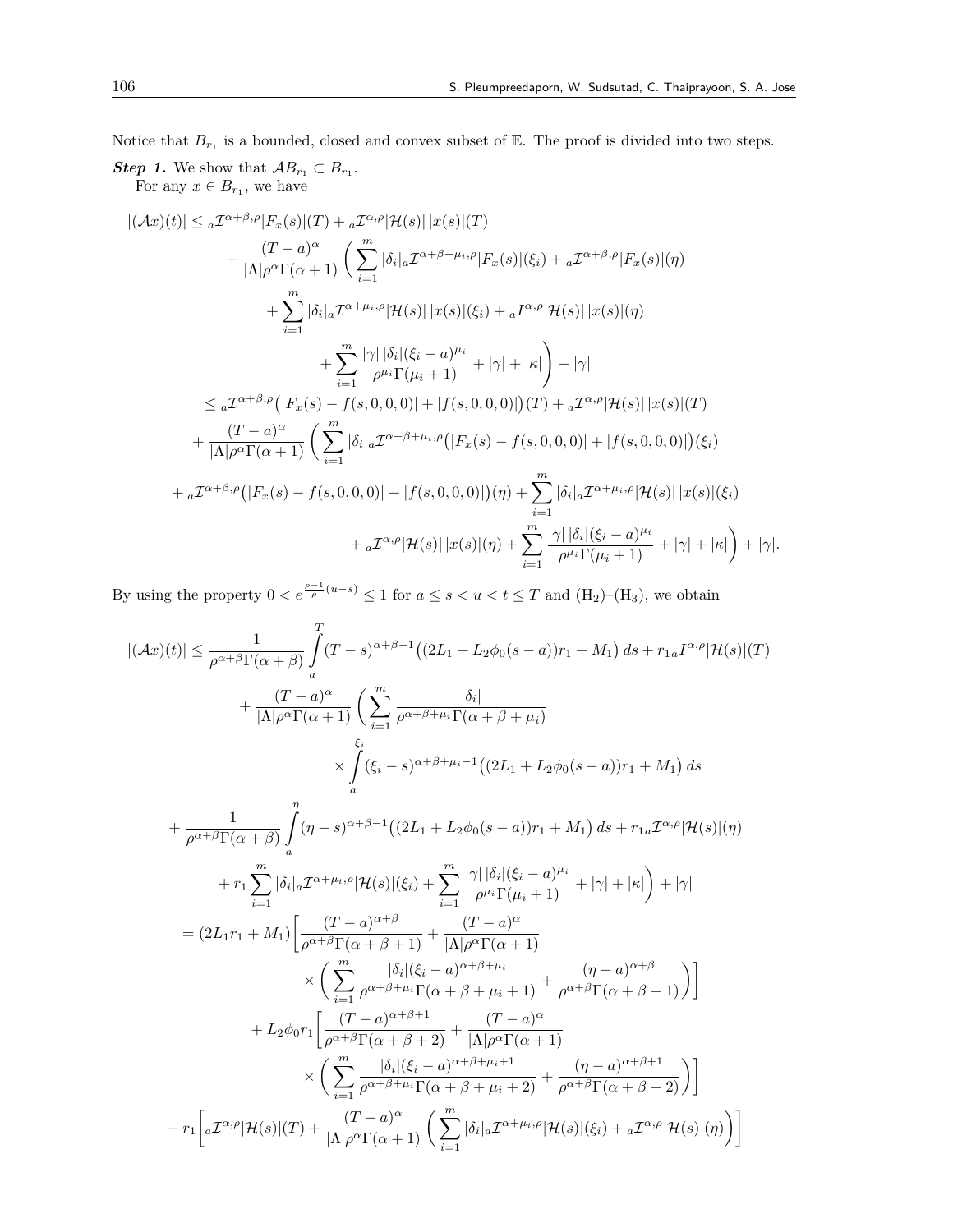Notice that $B_{r_1}$ is a bounded, closed and convex subset of $\mathbb{E}$. The proof is divided into two steps.

***Step 1.*** We show that $\mathcal{A}B_{r_1} \subset B_{r_1}$.

For any $x \in B_{r_1}$, we have

$$
\begin{aligned}
|(\mathcal{A}x)(t)| &\leq {}_a\mathcal{I}^{\alpha+\beta,\rho}|F_x(s)|(T) + {}_a\mathcal{I}^{\alpha,\rho}|\mathcal{H}(s)|\,|x(s)|(T) \\
&\quad + \frac{(T-a)^\alpha}{|\Lambda|\rho^\alpha\Gamma(\alpha+1)}\Bigg(\sum_{i=1}^m |\delta_i|{}_a\mathcal{I}^{\alpha+\beta+\mu_i,\rho}|F_x(s)|(\xi_i) + {}_a\mathcal{I}^{\alpha+\beta,\rho}|F_x(s)|(\eta) \\
&\quad + \sum_{i=1}^m |\delta_i|{}_a\mathcal{I}^{\alpha+\mu_i,\rho}|\mathcal{H}(s)|\,|x(s)|(\xi_i) + {}_aI^{\alpha,\rho}|\mathcal{H}(s)|\,|x(s)|(\eta) \\
&\quad + \sum_{i=1}^m \frac{|\gamma|\,|\delta_i|(\xi_i-a)^{\mu_i}}{\rho^{\mu_i}\Gamma(\mu_i+1)} + |\gamma| + |\kappa|\Bigg) + |\gamma| \\
&\leq {}_a\mathcal{I}^{\alpha+\beta,\rho}\big(|F_x(s) - f(s,0,0,0)| + |f(s,0,0,0)|\big)(T) + {}_a\mathcal{I}^{\alpha,\rho}|\mathcal{H}(s)|\,|x(s)|(T) \\
&\quad + \frac{(T-a)^\alpha}{|\Lambda|\rho^\alpha\Gamma(\alpha+1)}\Bigg(\sum_{i=1}^m |\delta_i|{}_a\mathcal{I}^{\alpha+\beta+\mu_i,\rho}\big(|F_x(s) - f(s,0,0,0)| + |f(s,0,0,0)|\big)(\xi_i) \\
&\quad + {}_a\mathcal{I}^{\alpha+\beta,\rho}\big(|F_x(s) - f(s,0,0,0)| + |f(s,0,0,0)|\big)(\eta) + \sum_{i=1}^m |\delta_i|{}_a\mathcal{I}^{\alpha+\mu_i,\rho}|\mathcal{H}(s)|\,|x(s)|(\xi_i) \\
&\quad + {}_a\mathcal{I}^{\alpha,\rho}|\mathcal{H}(s)|\,|x(s)|(\eta) + \sum_{i=1}^m \frac{|\gamma|\,|\delta_i|(\xi_i-a)^{\mu_i}}{\rho^{\mu_i}\Gamma(\mu_i+1)} + |\gamma| + |\kappa|\Bigg) + |\gamma|.
\end{aligned}
$$

By using the property $0 < e^{\frac{\rho-1}{\rho}(u-s)} \leq 1$ for $a \leq s < u < t \leq T$ and $(\mathrm{H}_2)$–$(\mathrm{H}_3)$, we obtain

$$
\begin{aligned}
|(\mathcal{A}x)(t)| &\leq \frac{1}{\rho^{\alpha+\beta}\Gamma(\alpha+\beta)}\int_a^T (T-s)^{\alpha+\beta-1}\big((2L_1 + L_2\phi_0(s-a))r_1 + M_1\big)\,ds + r_1{}_aI^{\alpha,\rho}|\mathcal{H}(s)|(T) \\
&\quad + \frac{(T-a)^\alpha}{|\Lambda|\rho^\alpha\Gamma(\alpha+1)}\Bigg(\sum_{i=1}^m \frac{|\delta_i|}{\rho^{\alpha+\beta+\mu_i}\Gamma(\alpha+\beta+\mu_i)} \\
&\quad \times \int_a^{\xi_i} (\xi_i-s)^{\alpha+\beta+\mu_i-1}\big((2L_1 + L_2\phi_0(s-a))r_1 + M_1\big)\,ds \\
&\quad + \frac{1}{\rho^{\alpha+\beta}\Gamma(\alpha+\beta)}\int_a^\eta (\eta-s)^{\alpha+\beta-1}\big((2L_1 + L_2\phi_0(s-a))r_1 + M_1\big)\,ds + r_1{}_a\mathcal{I}^{\alpha,\rho}|\mathcal{H}(s)|(\eta) \\
&\quad + r_1\sum_{i=1}^m |\delta_i|{}_a\mathcal{I}^{\alpha+\mu_i,\rho}|\mathcal{H}(s)|(\xi_i) + \sum_{i=1}^m \frac{|\gamma|\,|\delta_i|(\xi_i-a)^{\mu_i}}{\rho^{\mu_i}\Gamma(\mu_i+1)} + |\gamma| + |\kappa|\Bigg) + |\gamma| \\
&= (2L_1r_1 + M_1)\Bigg[\frac{(T-a)^{\alpha+\beta}}{\rho^{\alpha+\beta}\Gamma(\alpha+\beta+1)} + \frac{(T-a)^\alpha}{|\Lambda|\rho^\alpha\Gamma(\alpha+1)} \\
&\quad \times \Bigg(\sum_{i=1}^m \frac{|\delta_i|(\xi_i-a)^{\alpha+\beta+\mu_i}}{\rho^{\alpha+\beta+\mu_i}\Gamma(\alpha+\beta+\mu_i+1)} + \frac{(\eta-a)^{\alpha+\beta}}{\rho^{\alpha+\beta}\Gamma(\alpha+\beta+1)}\Bigg)\Bigg] \\
&\quad + L_2\phi_0r_1\Bigg[\frac{(T-a)^{\alpha+\beta+1}}{\rho^{\alpha+\beta}\Gamma(\alpha+\beta+2)} + \frac{(T-a)^\alpha}{|\Lambda|\rho^\alpha\Gamma(\alpha+1)} \\
&\quad \times \Bigg(\sum_{i=1}^m \frac{|\delta_i|(\xi_i-a)^{\alpha+\beta+\mu_i+1}}{\rho^{\alpha+\beta+\mu_i}\Gamma(\alpha+\beta+\mu_i+2)} + \frac{(\eta-a)^{\alpha+\beta+1}}{\rho^{\alpha+\beta}\Gamma(\alpha+\beta+2)}\Bigg)\Bigg] \\
&\quad + r_1\Bigg[{}_a\mathcal{I}^{\alpha,\rho}|\mathcal{H}(s)|(T) + \frac{(T-a)^\alpha}{|\Lambda|\rho^\alpha\Gamma(\alpha+1)}\Bigg(\sum_{i=1}^m |\delta_i|{}_a\mathcal{I}^{\alpha+\mu_i,\rho}|\mathcal{H}(s)|(\xi_i) + {}_a\mathcal{I}^{\alpha,\rho}|\mathcal{H}(s)|(\eta)\Bigg)\Bigg]
\end{aligned}
$$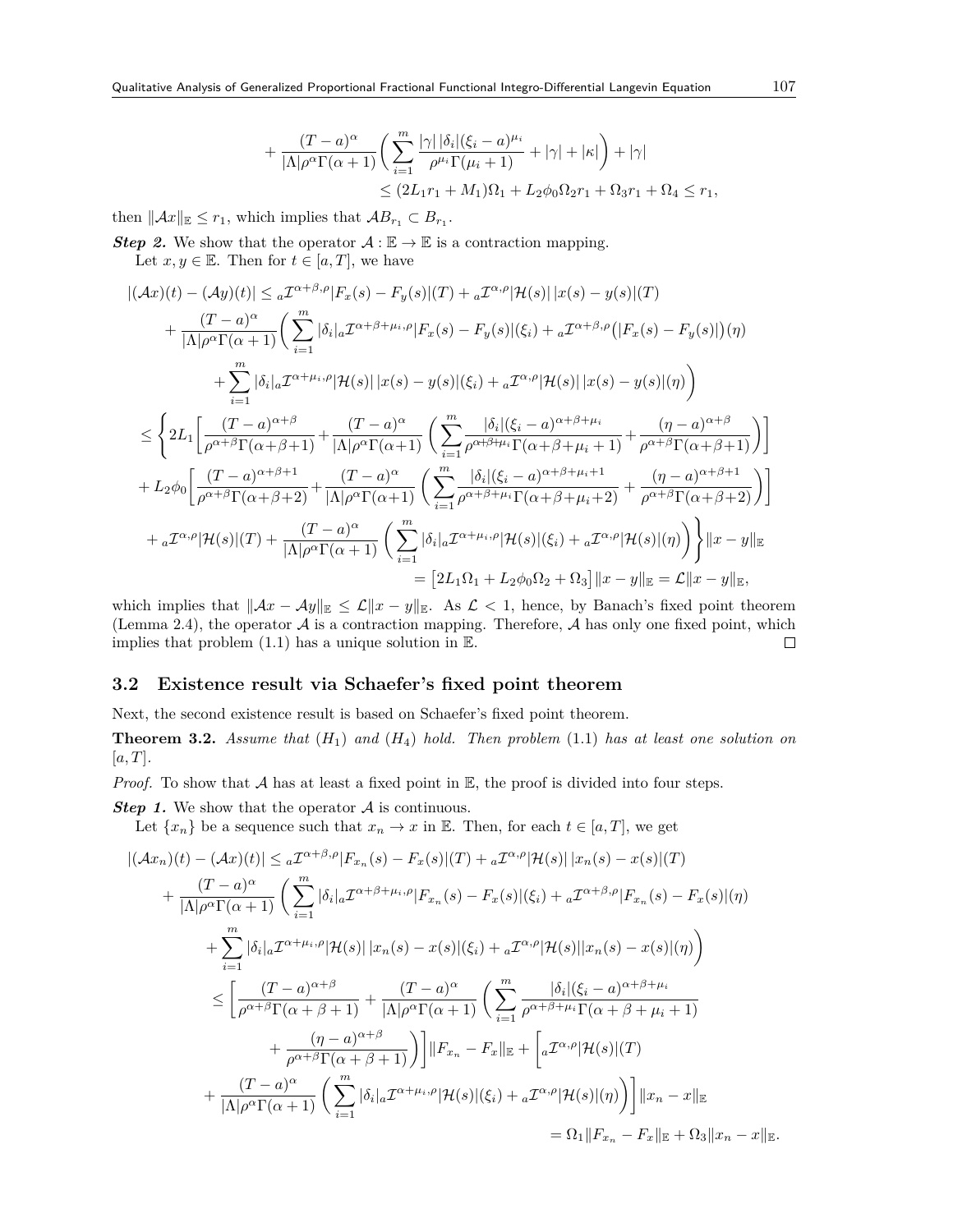$$+\frac{(T-a)^{\alpha}}{|\Lambda|\rho^{\alpha}\Gamma(\alpha+1)}\bigg(\sum_{i=1}^{m}\frac{|\gamma|\,|\delta_i|(\xi_i-a)^{\mu_i}}{\rho^{\mu_i}\Gamma(\mu_i+1)}+|\gamma|+|\kappa|\bigg)+|\gamma|$$

$$\leq (2L_1r_1+M_1)\Omega_1+L_2\phi_0\Omega_2r_1+\Omega_3r_1+\Omega_4\leq r_1,$$

then $\|\mathcal{A}x\|_{\mathbb{E}}\leq r_1$, which implies that $\mathcal{A}B_{r_1}\subset B_{r_1}$.

***Step 2.*** We show that the operator $\mathcal{A}:\mathbb{E}\to\mathbb{E}$ is a contraction mapping.

Let $x,y\in\mathbb{E}$. Then for $t\in[a,T]$, we have

$$\begin{aligned}
|(\mathcal{A}x)(t)-(\mathcal{A}y)(t)| &\leq {}_a\mathcal{I}^{\alpha+\beta,\rho}|F_x(s)-F_y(s)|(T)+{}_a\mathcal{I}^{\alpha,\rho}|\mathcal{H}(s)|\,|x(s)-y(s)|(T)\\
&+\frac{(T-a)^{\alpha}}{|\Lambda|\rho^{\alpha}\Gamma(\alpha+1)}\bigg(\sum_{i=1}^{m}|\delta_i|{}_a\mathcal{I}^{\alpha+\beta+\mu_i,\rho}|F_x(s)-F_y(s)|(\xi_i)+{}_a\mathcal{I}^{\alpha+\beta,\rho}\big(|F_x(s)-F_y(s)|\big)(\eta)\\
&+\sum_{i=1}^{m}|\delta_i|{}_a\mathcal{I}^{\alpha+\mu_i,\rho}|\mathcal{H}(s)|\,|x(s)-y(s)|(\xi_i)+{}_a\mathcal{I}^{\alpha,\rho}|\mathcal{H}(s)|\,|x(s)-y(s)|(\eta)\bigg)\\
&\leq\Bigg\{2L_1\bigg[\frac{(T-a)^{\alpha+\beta}}{\rho^{\alpha+\beta}\Gamma(\alpha+\beta+1)}+\frac{(T-a)^{\alpha}}{|\Lambda|\rho^{\alpha}\Gamma(\alpha+1)}\bigg(\sum_{i=1}^{m}\frac{|\delta_i|(\xi_i-a)^{\alpha+\beta+\mu_i}}{\rho^{\alpha+\beta+\mu_i}\Gamma(\alpha+\beta+\mu_i+1)}+\frac{(\eta-a)^{\alpha+\beta}}{\rho^{\alpha+\beta}\Gamma(\alpha+\beta+1)}\bigg)\bigg]\\
&+L_2\phi_0\bigg[\frac{(T-a)^{\alpha+\beta+1}}{\rho^{\alpha+\beta}\Gamma(\alpha+\beta+2)}+\frac{(T-a)^{\alpha}}{|\Lambda|\rho^{\alpha}\Gamma(\alpha+1)}\bigg(\sum_{i=1}^{m}\frac{|\delta_i|(\xi_i-a)^{\alpha+\beta+\mu_i+1}}{\rho^{\alpha+\beta+\mu_i}\Gamma(\alpha+\beta+\mu_i+2)}+\frac{(\eta-a)^{\alpha+\beta+1}}{\rho^{\alpha+\beta}\Gamma(\alpha+\beta+2)}\bigg)\bigg]\\
&+{}_a\mathcal{I}^{\alpha,\rho}|\mathcal{H}(s)|(T)+\frac{(T-a)^{\alpha}}{|\Lambda|\rho^{\alpha}\Gamma(\alpha+1)}\bigg(\sum_{i=1}^{m}|\delta_i|{}_a\mathcal{I}^{\alpha+\mu_i,\rho}|\mathcal{H}(s)|(\xi_i)+{}_a\mathcal{I}^{\alpha,\rho}|\mathcal{H}(s)|(\eta)\bigg)\Bigg\}\|x-y\|_{\mathbb{E}}\\
&=\big[2L_1\Omega_1+L_2\phi_0\Omega_2+\Omega_3\big]\|x-y\|_{\mathbb{E}}=\mathcal{L}\|x-y\|_{\mathbb{E}},
\end{aligned}$$

which implies that $\|\mathcal{A}x-\mathcal{A}y\|_{\mathbb{E}}\leq\mathcal{L}\|x-y\|_{\mathbb{E}}$. As $\mathcal{L}<1$, hence, by Banach's fixed point theorem (Lemma 2.4), the operator $\mathcal{A}$ is a contraction mapping. Therefore, $\mathcal{A}$ has only one fixed point, which implies that problem (1.1) has a unique solution in $\mathbb{E}$. □

### 3.2 Existence result via Schaefer's fixed point theorem

Next, the second existence result is based on Schaefer's fixed point theorem.

**Theorem 3.2.** *Assume that* $(H_1)$ *and* $(H_4)$ *hold. Then problem* (1.1) *has at least one solution on* $[a,T]$.

*Proof.* To show that $\mathcal{A}$ has at least a fixed point in $\mathbb{E}$, the proof is divided into four steps.

***Step 1.*** We show that the operator $\mathcal{A}$ is continuous.

Let $\{x_n\}$ be a sequence such that $x_n\to x$ in $\mathbb{E}$. Then, for each $t\in[a,T]$, we get

$$\begin{aligned}
|(\mathcal{A}x_n)(t)-(\mathcal{A}x)(t)| &\leq {}_a\mathcal{I}^{\alpha+\beta,\rho}|F_{x_n}(s)-F_x(s)|(T)+{}_a\mathcal{I}^{\alpha,\rho}|\mathcal{H}(s)|\,|x_n(s)-x(s)|(T)\\
&+\frac{(T-a)^{\alpha}}{|\Lambda|\rho^{\alpha}\Gamma(\alpha+1)}\bigg(\sum_{i=1}^{m}|\delta_i|{}_a\mathcal{I}^{\alpha+\beta+\mu_i,\rho}|F_{x_n}(s)-F_x(s)|(\xi_i)+{}_a\mathcal{I}^{\alpha+\beta,\rho}|F_{x_n}(s)-F_x(s)|(\eta)\\
&+\sum_{i=1}^{m}|\delta_i|{}_a\mathcal{I}^{\alpha+\mu_i,\rho}|\mathcal{H}(s)|\,|x_n(s)-x(s)|(\xi_i)+{}_a\mathcal{I}^{\alpha,\rho}|\mathcal{H}(s)||x_n(s)-x(s)|(\eta)\bigg)\\
&\leq\bigg[\frac{(T-a)^{\alpha+\beta}}{\rho^{\alpha+\beta}\Gamma(\alpha+\beta+1)}+\frac{(T-a)^{\alpha}}{|\Lambda|\rho^{\alpha}\Gamma(\alpha+1)}\bigg(\sum_{i=1}^{m}\frac{|\delta_i|(\xi_i-a)^{\alpha+\beta+\mu_i}}{\rho^{\alpha+\beta+\mu_i}\Gamma(\alpha+\beta+\mu_i+1)}\\
&+\frac{(\eta-a)^{\alpha+\beta}}{\rho^{\alpha+\beta}\Gamma(\alpha+\beta+1)}\bigg)\bigg]\|F_{x_n}-F_x\|_{\mathbb{E}}+\bigg[{}_a\mathcal{I}^{\alpha,\rho}|\mathcal{H}(s)|(T)\\
&+\frac{(T-a)^{\alpha}}{|\Lambda|\rho^{\alpha}\Gamma(\alpha+1)}\bigg(\sum_{i=1}^{m}|\delta_i|{}_a\mathcal{I}^{\alpha+\mu_i,\rho}|\mathcal{H}(s)|(\xi_i)+{}_a\mathcal{I}^{\alpha,\rho}|\mathcal{H}(s)|(\eta)\bigg)\bigg]\|x_n-x\|_{\mathbb{E}}\\
&=\Omega_1\|F_{x_n}-F_x\|_{\mathbb{E}}+\Omega_3\|x_n-x\|_{\mathbb{E}}.
\end{aligned}$$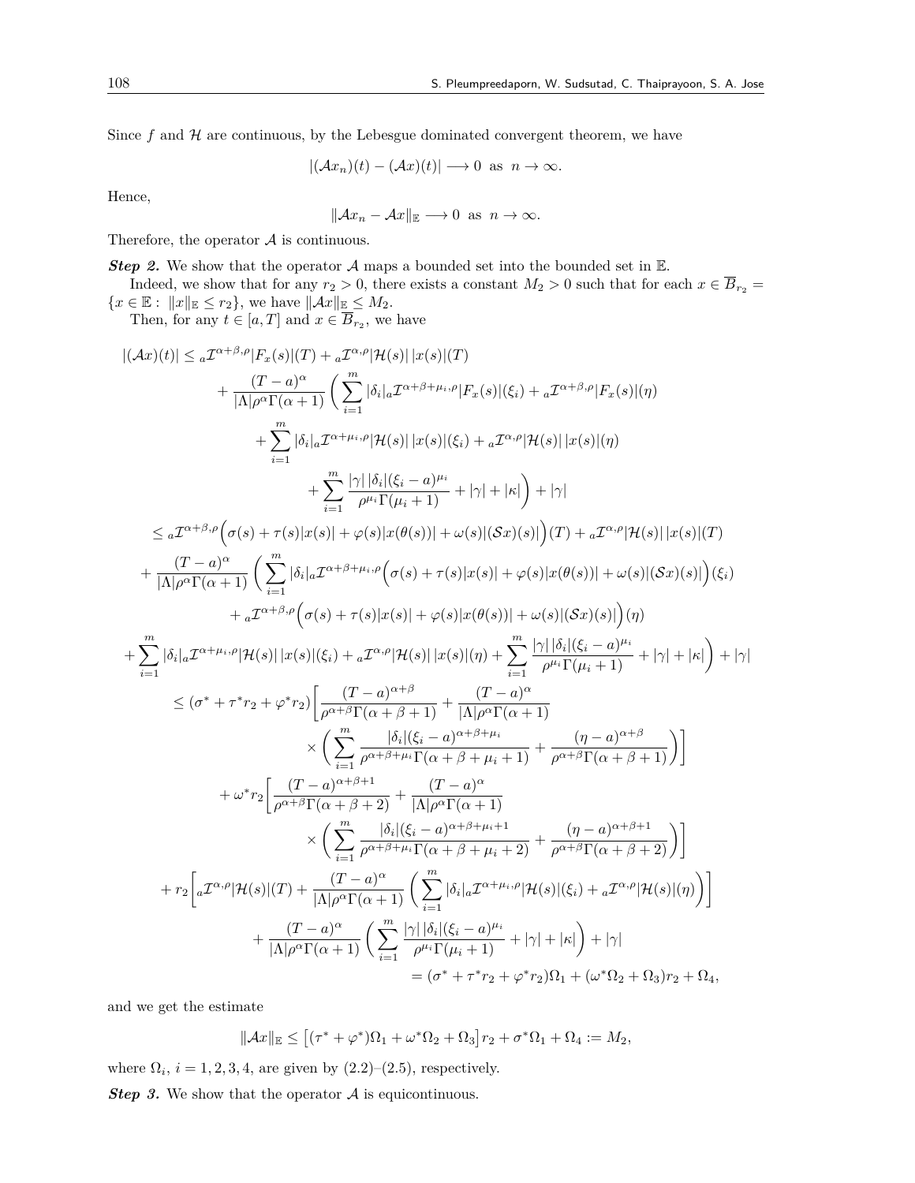Since $f$ and $\mathcal{H}$ are continuous, by the Lebesgue dominated convergent theorem, we have

$$|(\mathcal{A}x_n)(t) - (\mathcal{A}x)(t)| \longrightarrow 0 \text{ as } n \to \infty.$$

Hence,

$$\|\mathcal{A}x_n - \mathcal{A}x\|_{\mathbb{E}} \longrightarrow 0 \text{ as } n \to \infty.$$

Therefore, the operator $\mathcal{A}$ is continuous.

***Step 2.*** We show that the operator $\mathcal{A}$ maps a bounded set into the bounded set in $\mathbb{E}$.

Indeed, we show that for any $r_2 > 0$, there exists a constant $M_2 > 0$ such that for each $x \in \overline{B}_{r_2} = \{x \in \mathbb{E} : \|x\|_{\mathbb{E}} \leq r_2\}$, we have $\|\mathcal{A}x\|_{\mathbb{E}} \leq M_2$.

Then, for any $t \in [a, T]$ and $x \in \overline{B}_{r_2}$, we have

$$
\begin{aligned}
|(\mathcal{A}x)(t)| &\leq {}_a\mathcal{I}^{\alpha+\beta,\rho}|F_x(s)|(T) + {}_a\mathcal{I}^{\alpha,\rho}|\mathcal{H}(s)|\,|x(s)|(T) \\
&\quad + \frac{(T-a)^\alpha}{|\Lambda|\rho^\alpha\Gamma(\alpha+1)}\bigg(\sum_{i=1}^m |\delta_i|{}_a\mathcal{I}^{\alpha+\beta+\mu_i,\rho}|F_x(s)|(\xi_i) + {}_a\mathcal{I}^{\alpha+\beta,\rho}|F_x(s)|(\eta) \\
&\quad + \sum_{i=1}^m |\delta_i|{}_a\mathcal{I}^{\alpha+\mu_i,\rho}|\mathcal{H}(s)|\,|x(s)|(\xi_i) + {}_a\mathcal{I}^{\alpha,\rho}|\mathcal{H}(s)|\,|x(s)|(\eta) \\
&\quad + \sum_{i=1}^m \frac{|\gamma|\,|\delta_i|(\xi_i-a)^{\mu_i}}{\rho^{\mu_i}\Gamma(\mu_i+1)} + |\gamma| + |\kappa|\bigg) + |\gamma| \\
&\leq {}_a\mathcal{I}^{\alpha+\beta,\rho}\Big(\sigma(s) + \tau(s)|x(s)| + \varphi(s)|x(\theta(s))| + \omega(s)|(\mathcal{S}x)(s)|\Big)(T) + {}_a\mathcal{I}^{\alpha,\rho}|\mathcal{H}(s)|\,|x(s)|(T) \\
&\quad + \frac{(T-a)^\alpha}{|\Lambda|\rho^\alpha\Gamma(\alpha+1)}\bigg(\sum_{i=1}^m |\delta_i|{}_a\mathcal{I}^{\alpha+\beta+\mu_i,\rho}\Big(\sigma(s) + \tau(s)|x(s)| + \varphi(s)|x(\theta(s))| + \omega(s)|(\mathcal{S}x)(s)|\Big)(\xi_i) \\
&\quad + {}_a\mathcal{I}^{\alpha+\beta,\rho}\Big(\sigma(s) + \tau(s)|x(s)| + \varphi(s)|x(\theta(s))| + \omega(s)|(\mathcal{S}x)(s)|\Big)(\eta) \\
&\quad + \sum_{i=1}^m |\delta_i|{}_a\mathcal{I}^{\alpha+\mu_i,\rho}|\mathcal{H}(s)|\,|x(s)|(\xi_i) + {}_a\mathcal{I}^{\alpha,\rho}|\mathcal{H}(s)|\,|x(s)|(\eta) + \sum_{i=1}^m \frac{|\gamma|\,|\delta_i|(\xi_i-a)^{\mu_i}}{\rho^{\mu_i}\Gamma(\mu_i+1)} + |\gamma| + |\kappa|\bigg) + |\gamma| \\
&\leq (\sigma^* + \tau^* r_2 + \varphi^* r_2)\bigg[\frac{(T-a)^{\alpha+\beta}}{\rho^{\alpha+\beta}\Gamma(\alpha+\beta+1)} + \frac{(T-a)^\alpha}{|\Lambda|\rho^\alpha\Gamma(\alpha+1)} \\
&\quad \times \bigg(\sum_{i=1}^m \frac{|\delta_i|(\xi_i-a)^{\alpha+\beta+\mu_i}}{\rho^{\alpha+\beta+\mu_i}\Gamma(\alpha+\beta+\mu_i+1)} + \frac{(\eta-a)^{\alpha+\beta}}{\rho^{\alpha+\beta}\Gamma(\alpha+\beta+1)}\bigg)\bigg] \\
&\quad + \omega^* r_2\bigg[\frac{(T-a)^{\alpha+\beta+1}}{\rho^{\alpha+\beta}\Gamma(\alpha+\beta+2)} + \frac{(T-a)^\alpha}{|\Lambda|\rho^\alpha\Gamma(\alpha+1)} \\
&\quad \times \bigg(\sum_{i=1}^m \frac{|\delta_i|(\xi_i-a)^{\alpha+\beta+\mu_i+1}}{\rho^{\alpha+\beta+\mu_i}\Gamma(\alpha+\beta+\mu_i+2)} + \frac{(\eta-a)^{\alpha+\beta+1}}{\rho^{\alpha+\beta}\Gamma(\alpha+\beta+2)}\bigg)\bigg] \\
&\quad + r_2\bigg[{}_a\mathcal{I}^{\alpha,\rho}|\mathcal{H}(s)|(T) + \frac{(T-a)^\alpha}{|\Lambda|\rho^\alpha\Gamma(\alpha+1)}\bigg(\sum_{i=1}^m |\delta_i|{}_a\mathcal{I}^{\alpha+\mu_i,\rho}|\mathcal{H}(s)|(\xi_i) + {}_a\mathcal{I}^{\alpha,\rho}|\mathcal{H}(s)|(\eta)\bigg)\bigg] \\
&\quad + \frac{(T-a)^\alpha}{|\Lambda|\rho^\alpha\Gamma(\alpha+1)}\bigg(\sum_{i=1}^m \frac{|\gamma|\,|\delta_i|(\xi_i-a)^{\mu_i}}{\rho^{\mu_i}\Gamma(\mu_i+1)} + |\gamma| + |\kappa|\bigg) + |\gamma| \\
&= (\sigma^* + \tau^* r_2 + \varphi^* r_2)\Omega_1 + (\omega^*\Omega_2 + \Omega_3)r_2 + \Omega_4,
\end{aligned}
$$

and we get the estimate

$$\|\mathcal{A}x\|_{\mathbb{E}} \leq \big[(\tau^* + \varphi^*)\Omega_1 + \omega^*\Omega_2 + \Omega_3\big]r_2 + \sigma^*\Omega_1 + \Omega_4 := M_2,$$

where $\Omega_i$, $i = 1, 2, 3, 4$, are given by (2.2)–(2.5), respectively.

***Step 3.*** We show that the operator $\mathcal{A}$ is equicontinuous.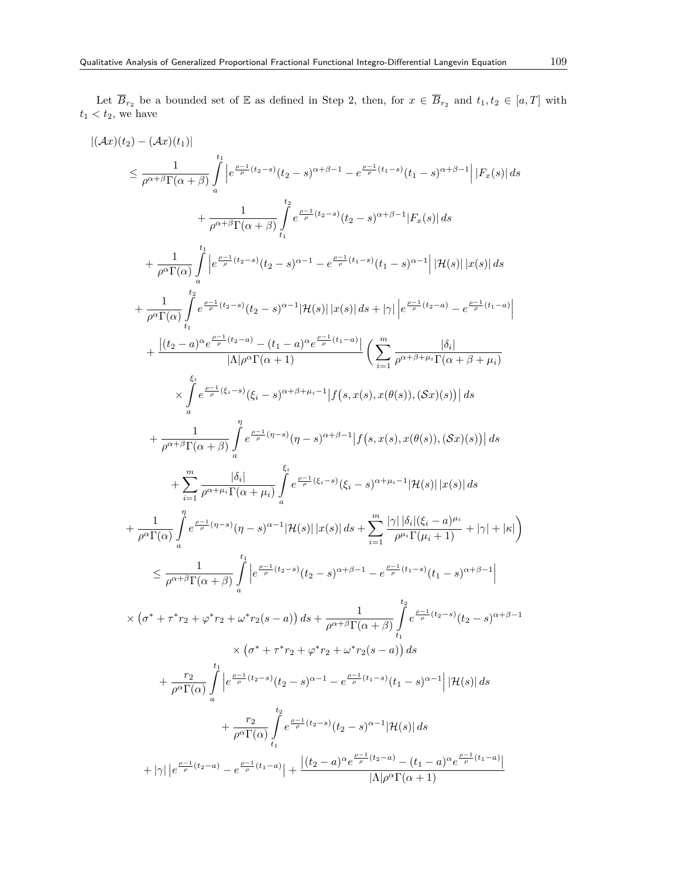Let $\overline{B}_{r_2}$ be a bounded set of $\mathbb{E}$ as defined in Step 2, then, for $x \in \overline{B}_{r_2}$ and $t_1, t_2 \in [a, T]$ with $t_1 < t_2$, we have

$$
\begin{aligned}
&|(\mathcal{A}x)(t_2) - (\mathcal{A}x)(t_1)| \\
&\quad \leq \frac{1}{\rho^{\alpha+\beta}\Gamma(\alpha+\beta)} \int_a^{t_1} \left| e^{\frac{\rho-1}{\rho}(t_2-s)}(t_2-s)^{\alpha+\beta-1} - e^{\frac{\rho-1}{\rho}(t_1-s)}(t_1-s)^{\alpha+\beta-1} \right| |F_x(s)| \, ds \\
&\qquad + \frac{1}{\rho^{\alpha+\beta}\Gamma(\alpha+\beta)} \int_{t_1}^{t_2} e^{\frac{\rho-1}{\rho}(t_2-s)}(t_2-s)^{\alpha+\beta-1} |F_x(s)| \, ds \\
&\quad + \frac{1}{\rho^{\alpha}\Gamma(\alpha)} \int_a^{t_1} \left| e^{\frac{\rho-1}{\rho}(t_2-s)}(t_2-s)^{\alpha-1} - e^{\frac{\rho-1}{\rho}(t_1-s)}(t_1-s)^{\alpha-1} \right| |\mathcal{H}(s)| \, |x(s)| \, ds \\
&\quad + \frac{1}{\rho^{\alpha}\Gamma(\alpha)} \int_{t_1}^{t_2} e^{\frac{\rho-1}{\rho}(t_2-s)}(t_2-s)^{\alpha-1} |\mathcal{H}(s)| \, |x(s)| \, ds + |\gamma| \left| e^{\frac{\rho-1}{\rho}(t_2-a)} - e^{\frac{\rho-1}{\rho}(t_1-a)} \right| \\
&\quad + \frac{\left|(t_2-a)^{\alpha} e^{\frac{\rho-1}{\rho}(t_2-a)} - (t_1-a)^{\alpha} e^{\frac{\rho-1}{\rho}(t_1-a)}\right|}{|\Lambda|\rho^{\alpha}\Gamma(\alpha+1)} \Bigg( \sum_{i=1}^{m} \frac{|\delta_i|}{\rho^{\alpha+\beta+\mu_i}\Gamma(\alpha+\beta+\mu_i)} \\
&\qquad \times \int_a^{\xi_i} e^{\frac{\rho-1}{\rho}(\xi_i-s)}(\xi_i-s)^{\alpha+\beta+\mu_i-1} \left| f\big(s, x(s), x(\theta(s)), (\mathcal{S}x)(s)\big) \right| ds \\
&\quad + \frac{1}{\rho^{\alpha+\beta}\Gamma(\alpha+\beta)} \int_a^{\eta} e^{\frac{\rho-1}{\rho}(\eta-s)}(\eta-s)^{\alpha+\beta-1} \left| f\big(s, x(s), x(\theta(s)), (\mathcal{S}x)(s)\big) \right| ds \\
&\qquad + \sum_{i=1}^{m} \frac{|\delta_i|}{\rho^{\alpha+\mu_i}\Gamma(\alpha+\mu_i)} \int_a^{\xi_i} e^{\frac{\rho-1}{\rho}(\xi_i-s)}(\xi_i-s)^{\alpha+\mu_i-1} |\mathcal{H}(s)| \, |x(s)| \, ds \\
&+ \frac{1}{\rho^{\alpha}\Gamma(\alpha)} \int_a^{\eta} e^{\frac{\rho-1}{\rho}(\eta-s)}(\eta-s)^{\alpha-1} |\mathcal{H}(s)| \, |x(s)| \, ds + \sum_{i=1}^{m} \frac{|\gamma| \, |\delta_i| (\xi_i-a)^{\mu_i}}{\rho^{\mu_i}\Gamma(\mu_i+1)} + |\gamma| + |\kappa| \Bigg) \\
&\quad \leq \frac{1}{\rho^{\alpha+\beta}\Gamma(\alpha+\beta)} \int_a^{t_1} \left| e^{\frac{\rho-1}{\rho}(t_2-s)}(t_2-s)^{\alpha+\beta-1} - e^{\frac{\rho-1}{\rho}(t_1-s)}(t_1-s)^{\alpha+\beta-1} \right| \\
&\times \big(\sigma^* + \tau^* r_2 + \varphi^* r_2 + \omega^* r_2 (s-a)\big) \, ds + \frac{1}{\rho^{\alpha+\beta}\Gamma(\alpha+\beta)} \int_{t_1}^{t_2} e^{\frac{\rho-1}{\rho}(t_2-s)}(t_2-s)^{\alpha+\beta-1} \\
&\qquad \times \big(\sigma^* + \tau^* r_2 + \varphi^* r_2 + \omega^* r_2 (s-a)\big) \, ds \\
&\quad + \frac{r_2}{\rho^{\alpha}\Gamma(\alpha)} \int_a^{t_1} \left| e^{\frac{\rho-1}{\rho}(t_2-s)}(t_2-s)^{\alpha-1} - e^{\frac{\rho-1}{\rho}(t_1-s)}(t_1-s)^{\alpha-1} \right| |\mathcal{H}(s)| \, ds \\
&\qquad + \frac{r_2}{\rho^{\alpha}\Gamma(\alpha)} \int_{t_1}^{t_2} e^{\frac{\rho-1}{\rho}(t_2-s)}(t_2-s)^{\alpha-1} |\mathcal{H}(s)| \, ds \\
&+ |\gamma| \left| e^{\frac{\rho-1}{\rho}(t_2-a)} - e^{\frac{\rho-1}{\rho}(t_1-a)} \right| + \frac{\left|(t_2-a)^{\alpha} e^{\frac{\rho-1}{\rho}(t_2-a)} - (t_1-a)^{\alpha} e^{\frac{\rho-1}{\rho}(t_1-a)}\right|}{|\Lambda|\rho^{\alpha}\Gamma(\alpha+1)}
\end{aligned}
$$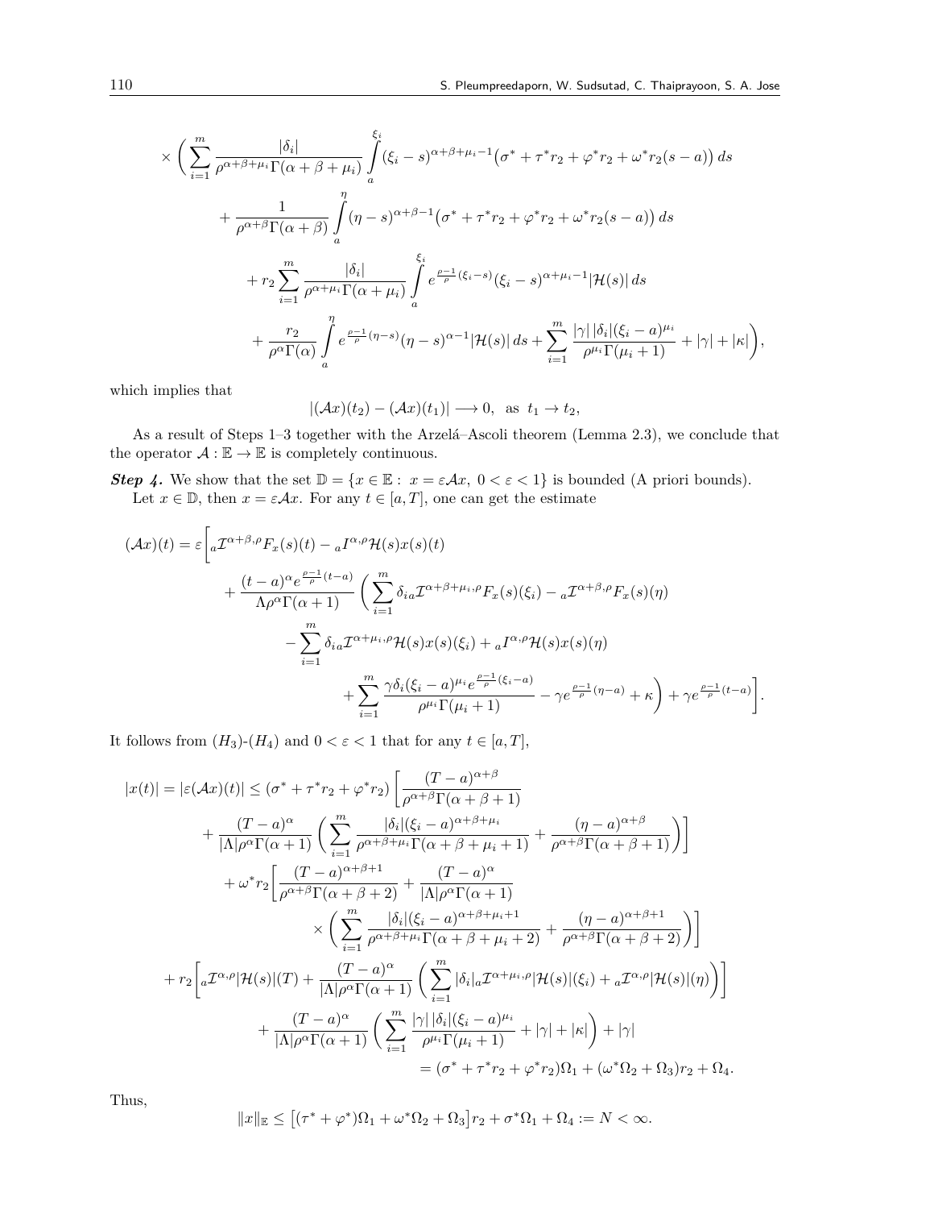$$
\times \Bigg( \sum_{i=1}^{m} \frac{|\delta_i|}{\rho^{\alpha+\beta+\mu_i}\Gamma(\alpha+\beta+\mu_i)} \int_a^{\xi_i} (\xi_i - s)^{\alpha+\beta+\mu_i-1}\big(\sigma^* + \tau^* r_2 + \varphi^* r_2 + \omega^* r_2 (s-a)\big)\, ds
$$

$$
+ \frac{1}{\rho^{\alpha+\beta}\Gamma(\alpha+\beta)} \int_a^{\eta} (\eta - s)^{\alpha+\beta-1}\big(\sigma^* + \tau^* r_2 + \varphi^* r_2 + \omega^* r_2 (s-a)\big)\, ds
$$

$$
+ r_2 \sum_{i=1}^{m} \frac{|\delta_i|}{\rho^{\alpha+\mu_i}\Gamma(\alpha+\mu_i)} \int_a^{\xi_i} e^{\frac{\rho-1}{\rho}(\xi_i - s)} (\xi_i - s)^{\alpha+\mu_i-1} |\mathcal{H}(s)|\, ds
$$

$$
+ \frac{r_2}{\rho^{\alpha}\Gamma(\alpha)} \int_a^{\eta} e^{\frac{\rho-1}{\rho}(\eta - s)} (\eta - s)^{\alpha-1} |\mathcal{H}(s)|\, ds + \sum_{i=1}^{m} \frac{|\gamma|\,|\delta_i|(\xi_i - a)^{\mu_i}}{\rho^{\mu_i}\Gamma(\mu_i+1)} + |\gamma| + |\kappa| \Bigg),
$$

which implies that

$$
|(\mathcal{A}x)(t_2) - (\mathcal{A}x)(t_1)| \longrightarrow 0, \ \text{ as } \ t_1 \to t_2,
$$

As a result of Steps 1–3 together with the Arzelá–Ascoli theorem (Lemma 2.3), we conclude that the operator $\mathcal{A} : \mathbb{E} \to \mathbb{E}$ is completely continuous.

***Step 4.*** We show that the set $\mathbb{D} = \{x \in \mathbb{E} : \ x = \varepsilon \mathcal{A} x, \ 0 < \varepsilon < 1\}$ is bounded (A priori bounds).

Let $x \in \mathbb{D}$, then $x = \varepsilon \mathcal{A} x$. For any $t \in [a, T]$, one can get the estimate

$$
(\mathcal{A}x)(t) = \varepsilon \Bigg[ {}_a\mathcal{I}^{\alpha+\beta,\rho} F_x(s)(t) - {}_aI^{\alpha,\rho}\mathcal{H}(s)x(s)(t)
$$

$$
+ \frac{(t-a)^{\alpha} e^{\frac{\rho-1}{\rho}(t-a)}}{\Lambda \rho^{\alpha}\Gamma(\alpha+1)} \Bigg( \sum_{i=1}^{m} \delta_i {}_a\mathcal{I}^{\alpha+\beta+\mu_i,\rho} F_x(s)(\xi_i) - {}_a\mathcal{I}^{\alpha+\beta,\rho} F_x(s)(\eta)
$$

$$
- \sum_{i=1}^{m} \delta_i {}_a\mathcal{I}^{\alpha+\mu_i,\rho}\mathcal{H}(s)x(s)(\xi_i) + {}_aI^{\alpha,\rho}\mathcal{H}(s)x(s)(\eta)
$$

$$
+ \sum_{i=1}^{m} \frac{\gamma \delta_i (\xi_i - a)^{\mu_i} e^{\frac{\rho-1}{\rho}(\xi_i - a)}}{\rho^{\mu_i}\Gamma(\mu_i+1)} - \gamma e^{\frac{\rho-1}{\rho}(\eta-a)} + \kappa \Bigg) + \gamma e^{\frac{\rho-1}{\rho}(t-a)} \Bigg].
$$

It follows from $(H_3)$-$(H_4)$ and $0 < \varepsilon < 1$ that for any $t \in [a, T]$,

$$
|x(t)| = |\varepsilon(\mathcal{A}x)(t)| \le (\sigma^* + \tau^* r_2 + \varphi^* r_2) \Bigg[ \frac{(T-a)^{\alpha+\beta}}{\rho^{\alpha+\beta}\Gamma(\alpha+\beta+1)}
$$

$$
+ \frac{(T-a)^{\alpha}}{|\Lambda|\rho^{\alpha}\Gamma(\alpha+1)} \Bigg( \sum_{i=1}^{m} \frac{|\delta_i|(\xi_i-a)^{\alpha+\beta+\mu_i}}{\rho^{\alpha+\beta+\mu_i}\Gamma(\alpha+\beta+\mu_i+1)} + \frac{(\eta-a)^{\alpha+\beta}}{\rho^{\alpha+\beta}\Gamma(\alpha+\beta+1)} \Bigg) \Bigg]
$$

$$
+ \omega^* r_2 \Bigg[ \frac{(T-a)^{\alpha+\beta+1}}{\rho^{\alpha+\beta}\Gamma(\alpha+\beta+2)} + \frac{(T-a)^{\alpha}}{|\Lambda|\rho^{\alpha}\Gamma(\alpha+1)}
$$

$$
\times \Bigg( \sum_{i=1}^{m} \frac{|\delta_i|(\xi_i-a)^{\alpha+\beta+\mu_i+1}}{\rho^{\alpha+\beta+\mu_i}\Gamma(\alpha+\beta+\mu_i+2)} + \frac{(\eta-a)^{\alpha+\beta+1}}{\rho^{\alpha+\beta}\Gamma(\alpha+\beta+2)} \Bigg) \Bigg]
$$

$$
+ r_2 \Bigg[ {}_a\mathcal{I}^{\alpha,\rho}|\mathcal{H}(s)|(T) + \frac{(T-a)^{\alpha}}{|\Lambda|\rho^{\alpha}\Gamma(\alpha+1)} \Bigg( \sum_{i=1}^{m} |\delta_i| {}_a\mathcal{I}^{\alpha+\mu_i,\rho}|\mathcal{H}(s)|(\xi_i) + {}_a\mathcal{I}^{\alpha,\rho}|\mathcal{H}(s)|(\eta) \Bigg) \Bigg]
$$

$$
+ \frac{(T-a)^{\alpha}}{|\Lambda|\rho^{\alpha}\Gamma(\alpha+1)} \Bigg( \sum_{i=1}^{m} \frac{|\gamma|\,|\delta_i|(\xi_i-a)^{\mu_i}}{\rho^{\mu_i}\Gamma(\mu_i+1)} + |\gamma| + |\kappa| \Bigg) + |\gamma|
$$

$$
= (\sigma^* + \tau^* r_2 + \varphi^* r_2)\Omega_1 + (\omega^*\Omega_2 + \Omega_3) r_2 + \Omega_4.
$$

Thus,

$$
\|x\|_{\mathbb{E}} \le \big[(\tau^* + \varphi^*)\Omega_1 + \omega^*\Omega_2 + \Omega_3\big] r_2 + \sigma^*\Omega_1 + \Omega_4 := N < \infty.
$$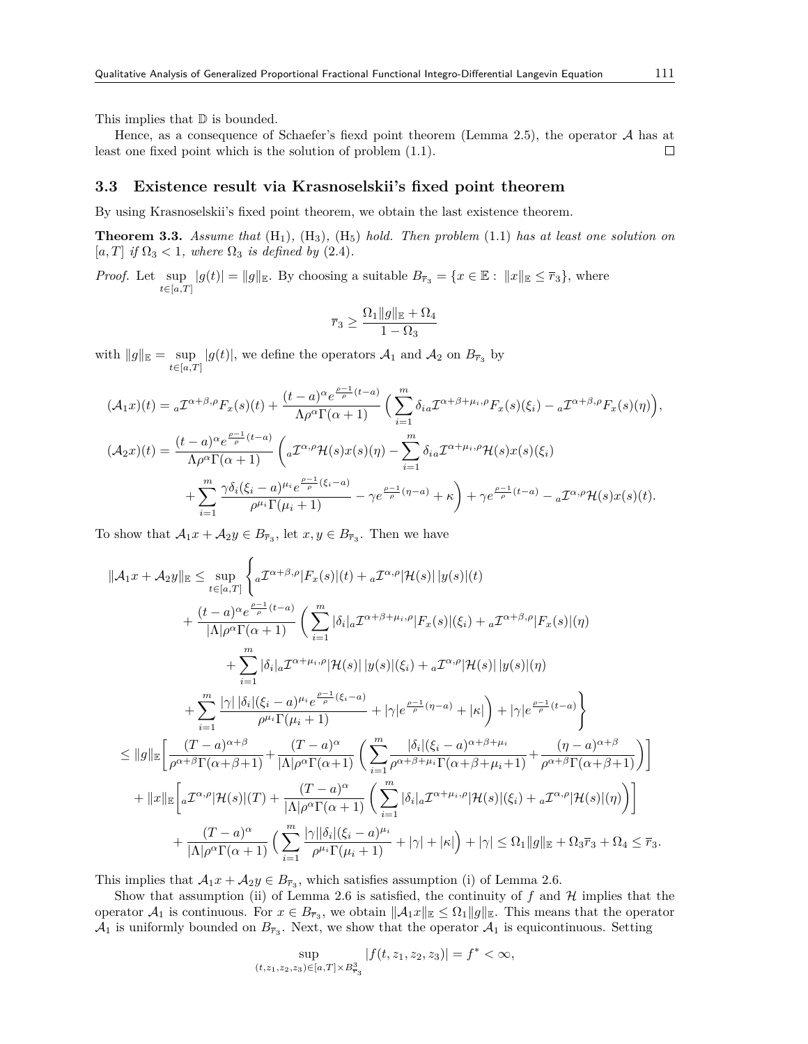This implies that $\mathbb{D}$ is bounded.

Hence, as a consequence of Schaefer's fiexd point theorem (Lemma 2.5), the operator $\mathcal{A}$ has at least one fixed point which is the solution of problem (1.1). $\square$

### 3.3 Existence result via Krasnoselskii's fixed point theorem

By using Krasnoselskii's fixed point theorem, we obtain the last existence theorem.

**Theorem 3.3.** *Assume that* $(\mathrm{H}_1)$*,* $(\mathrm{H}_3)$*,* $(\mathrm{H}_5)$ *hold. Then problem* (1.1) *has at least one solution on* $[a,T]$ *if* $\Omega_3 < 1$*, where* $\Omega_3$ *is defined by* (2.4)*.*

*Proof.* Let $\sup\limits_{t\in[a,T]} |g(t)| = \|g\|_{\mathbb{E}}$. By choosing a suitable $B_{\overline{r}_3} = \{x \in \mathbb{E} : \|x\|_{\mathbb{E}} \le \overline{r}_3\}$, where

$$\overline{r}_3 \ge \frac{\Omega_1\|g\|_{\mathbb{E}} + \Omega_4}{1-\Omega_3}$$

with $\|g\|_{\mathbb{E}} = \sup\limits_{t\in[a,T]} |g(t)|$, we define the operators $\mathcal{A}_1$ and $\mathcal{A}_2$ on $B_{\overline{r}_3}$ by

$$
\begin{aligned}
(\mathcal{A}_1 x)(t) &= {}_a\mathcal{I}^{\alpha+\beta,\rho}F_x(s)(t) + \frac{(t-a)^{\alpha}e^{\frac{\rho-1}{\rho}(t-a)}}{\Lambda\rho^{\alpha}\Gamma(\alpha+1)}\Big(\sum_{i=1}^{m}\delta_i {}_a\mathcal{I}^{\alpha+\beta+\mu_i,\rho}F_x(s)(\xi_i) - {}_a\mathcal{I}^{\alpha+\beta,\rho}F_x(s)(\eta)\Big),\\
(\mathcal{A}_2 x)(t) &= \frac{(t-a)^{\alpha}e^{\frac{\rho-1}{\rho}(t-a)}}{\Lambda\rho^{\alpha}\Gamma(\alpha+1)}\bigg({}_a\mathcal{I}^{\alpha,\rho}\mathcal{H}(s)x(s)(\eta) - \sum_{i=1}^{m}\delta_i {}_a\mathcal{I}^{\alpha+\mu_i,\rho}\mathcal{H}(s)x(s)(\xi_i)\\
&\quad + \sum_{i=1}^{m}\frac{\gamma\delta_i(\xi_i-a)^{\mu_i}e^{\frac{\rho-1}{\rho}(\xi_i-a)}}{\rho^{\mu_i}\Gamma(\mu_i+1)} - \gamma e^{\frac{\rho-1}{\rho}(\eta-a)} + \kappa\bigg) + \gamma e^{\frac{\rho-1}{\rho}(t-a)} - {}_a\mathcal{I}^{\alpha,\rho}\mathcal{H}(s)x(s)(t).
\end{aligned}
$$

To show that $\mathcal{A}_1 x + \mathcal{A}_2 y \in B_{\overline{r}_3}$, let $x, y \in B_{\overline{r}_3}$. Then we have

$$
\begin{aligned}
\|\mathcal{A}_1 x + \mathcal{A}_2 y\|_{\mathbb{E}} &\le \sup_{t\in[a,T]}\Bigg\{{}_a\mathcal{I}^{\alpha+\beta,\rho}|F_x(s)|(t) + {}_a\mathcal{I}^{\alpha,\rho}|\mathcal{H}(s)|\,|y(s)|(t)\\
&\quad + \frac{(t-a)^{\alpha}e^{\frac{\rho-1}{\rho}(t-a)}}{|\Lambda|\rho^{\alpha}\Gamma(\alpha+1)}\Big(\sum_{i=1}^{m}|\delta_i| {}_a\mathcal{I}^{\alpha+\beta+\mu_i,\rho}|F_x(s)|(\xi_i) + {}_a\mathcal{I}^{\alpha+\beta,\rho}|F_x(s)|(\eta)\\
&\quad + \sum_{i=1}^{m}|\delta_i| {}_a\mathcal{I}^{\alpha+\mu_i,\rho}|\mathcal{H}(s)|\,|y(s)|(\xi_i) + {}_a\mathcal{I}^{\alpha,\rho}|\mathcal{H}(s)|\,|y(s)|(\eta)\\
&\quad + \sum_{i=1}^{m}\frac{|\gamma|\,|\delta_i|(\xi_i-a)^{\mu_i}e^{\frac{\rho-1}{\rho}(\xi_i-a)}}{\rho^{\mu_i}\Gamma(\mu_i+1)} + |\gamma|e^{\frac{\rho-1}{\rho}(\eta-a)} + |\kappa|\Big) + |\gamma|e^{\frac{\rho-1}{\rho}(t-a)}\Bigg\}\\
&\le \|g\|_{\mathbb{E}}\bigg[\frac{(T-a)^{\alpha+\beta}}{\rho^{\alpha+\beta}\Gamma(\alpha+\beta+1)} + \frac{(T-a)^{\alpha}}{|\Lambda|\rho^{\alpha}\Gamma(\alpha+1)}\Big(\sum_{i=1}^{m}\frac{|\delta_i|(\xi_i-a)^{\alpha+\beta+\mu_i}}{\rho^{\alpha+\beta+\mu_i}\Gamma(\alpha+\beta+\mu_i+1)} + \frac{(\eta-a)^{\alpha+\beta}}{\rho^{\alpha+\beta}\Gamma(\alpha+\beta+1)}\Big)\bigg]\\
&\quad + \|x\|_{\mathbb{E}}\bigg[{}_a\mathcal{I}^{\alpha,\rho}|\mathcal{H}(s)|(T) + \frac{(T-a)^{\alpha}}{|\Lambda|\rho^{\alpha}\Gamma(\alpha+1)}\Big(\sum_{i=1}^{m}|\delta_i| {}_a\mathcal{I}^{\alpha+\mu_i,\rho}|\mathcal{H}(s)|(\xi_i) + {}_a\mathcal{I}^{\alpha,\rho}|\mathcal{H}(s)|(\eta)\Big)\bigg]\\
&\quad + \frac{(T-a)^{\alpha}}{|\Lambda|\rho^{\alpha}\Gamma(\alpha+1)}\Big(\sum_{i=1}^{m}\frac{|\gamma||\delta_i|(\xi_i-a)^{\mu_i}}{\rho^{\mu_i}\Gamma(\mu_i+1)} + |\gamma| + |\kappa|\Big) + |\gamma| \le \Omega_1\|g\|_{\mathbb{E}} + \Omega_3\overline{r}_3 + \Omega_4 \le \overline{r}_3.
\end{aligned}
$$

This implies that $\mathcal{A}_1 x + \mathcal{A}_2 y \in B_{\overline{r}_3}$, which satisfies assumption (i) of Lemma 2.6.

Show that assumption (ii) of Lemma 2.6 is satisfied, the continuity of $f$ and $\mathcal{H}$ implies that the operator $\mathcal{A}_1$ is continuous. For $x \in B_{\overline{r}_3}$, we obtain $\|\mathcal{A}_1 x\|_{\mathbb{E}} \le \Omega_1\|g\|_{\mathbb{E}}$. This means that the operator $\mathcal{A}_1$ is uniformly bounded on $B_{\overline{r}_3}$. Next, we show that the operator $\mathcal{A}_1$ is equicontinuous. Setting

$$\sup_{(t,z_1,z_2,z_3)\in[a,T]\times B_{\overline{r}_3}^3} |f(t,z_1,z_2,z_3)| = f^* < \infty,$$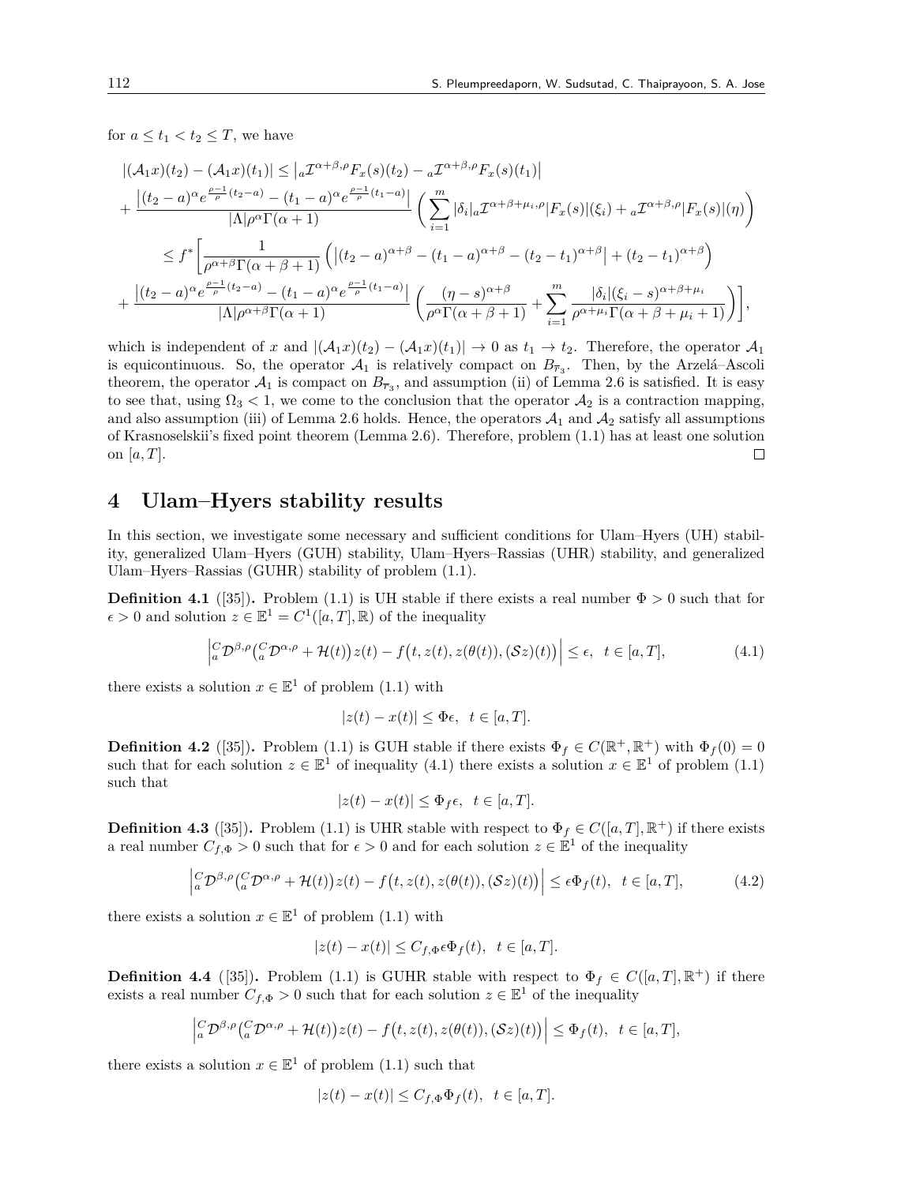for $a \le t_1 < t_2 \le T$, we have

$$
\begin{aligned}
&|(\mathcal{A}_1 x)(t_2) - (\mathcal{A}_1 x)(t_1)| \le \left| {}_a\mathcal{I}^{\alpha+\beta,\rho} F_x(s)(t_2) - {}_a\mathcal{I}^{\alpha+\beta,\rho} F_x(s)(t_1) \right| \\
&+ \frac{\left|(t_2-a)^\alpha e^{\frac{\rho-1}{\rho}(t_2-a)} - (t_1-a)^\alpha e^{\frac{\rho-1}{\rho}(t_1-a)}\right|}{|\Lambda|\rho^\alpha \Gamma(\alpha+1)} \left( \sum_{i=1}^m |\delta_i| {}_a\mathcal{I}^{\alpha+\beta+\mu_i,\rho} |F_x(s)|(\xi_i) + {}_a\mathcal{I}^{\alpha+\beta,\rho} |F_x(s)|(\eta) \right) \\
&\quad \le f^* \Bigg[ \frac{1}{\rho^{\alpha+\beta}\Gamma(\alpha+\beta+1)} \left( \left|(t_2-a)^{\alpha+\beta} - (t_1-a)^{\alpha+\beta} - (t_2-t_1)^{\alpha+\beta}\right| + (t_2-t_1)^{\alpha+\beta} \right) \\
&+ \frac{\left|(t_2-a)^\alpha e^{\frac{\rho-1}{\rho}(t_2-a)} - (t_1-a)^\alpha e^{\frac{\rho-1}{\rho}(t_1-a)}\right|}{|\Lambda|\rho^{\alpha+\beta} \Gamma(\alpha+1)} \left( \frac{(\eta-s)^{\alpha+\beta}}{\rho^\alpha \Gamma(\alpha+\beta+1)} + \sum_{i=1}^m \frac{|\delta_i|(\xi_i-s)^{\alpha+\beta+\mu_i}}{\rho^{\alpha+\mu_i}\Gamma(\alpha+\beta+\mu_i+1)} \right) \Bigg],
\end{aligned}
$$

which is independent of $x$ and $|(\mathcal{A}_1 x)(t_2) - (\mathcal{A}_1 x)(t_1)| \to 0$ as $t_1 \to t_2$. Therefore, the operator $\mathcal{A}_1$ is equicontinuous. So, the operator $\mathcal{A}_1$ is relatively compact on $B_{\overline{r}_3}$. Then, by the Arzelá–Ascoli theorem, the operator $\mathcal{A}_1$ is compact on $B_{\overline{r}_3}$, and assumption (ii) of Lemma 2.6 is satisfied. It is easy to see that, using $\Omega_3 < 1$, we come to the conclusion that the operator $\mathcal{A}_2$ is a contraction mapping, and also assumption (iii) of Lemma 2.6 holds. Hence, the operators $\mathcal{A}_1$ and $\mathcal{A}_2$ satisfy all assumptions of Krasnoselskii's fixed point theorem (Lemma 2.6). Therefore, problem (1.1) has at least one solution on $[a,T]$. □

## 4 Ulam–Hyers stability results

In this section, we investigate some necessary and sufficient conditions for Ulam–Hyers (UH) stability, generalized Ulam–Hyers (GUH) stability, Ulam–Hyers–Rassias (UHR) stability, and generalized Ulam–Hyers–Rassias (GUHR) stability of problem (1.1).

**Definition 4.1** ([35])**.** Problem (1.1) is UH stable if there exists a real number $\Phi > 0$ such that for $\epsilon > 0$ and solution $z \in \mathbb{E}^1 = C^1([a,T],\mathbb{R})$ of the inequality

$$
\left| {}_a^C\mathcal{D}^{\beta,\rho} \left( {}_a^C\mathcal{D}^{\alpha,\rho} + \mathcal{H}(t) \right) z(t) - f\big(t, z(t), z(\theta(t)), (\mathcal{S}z)(t)\big) \right| \le \epsilon, \quad t \in [a,T], \tag{4.1}
$$

there exists a solution $x \in \mathbb{E}^1$ of problem (1.1) with

$$
|z(t) - x(t)| \le \Phi\epsilon, \quad t \in [a,T].
$$

**Definition 4.2** ([35])**.** Problem (1.1) is GUH stable if there exists $\Phi_f \in C(\mathbb{R}^+,\mathbb{R}^+)$ with $\Phi_f(0) = 0$ such that for each solution $z \in \mathbb{E}^1$ of inequality (4.1) there exists a solution $x \in \mathbb{E}^1$ of problem (1.1) such that

$$
|z(t) - x(t)| \le \Phi_f \epsilon, \quad t \in [a,T].
$$

**Definition 4.3** ([35])**.** Problem (1.1) is UHR stable with respect to $\Phi_f \in C([a,T],\mathbb{R}^+)$ if there exists a real number $C_{f,\Phi} > 0$ such that for $\epsilon > 0$ and for each solution $z \in \mathbb{E}^1$ of the inequality

$$
\left| {}_a^C\mathcal{D}^{\beta,\rho} \left( {}_a^C\mathcal{D}^{\alpha,\rho} + \mathcal{H}(t) \right) z(t) - f\big(t, z(t), z(\theta(t)), (\mathcal{S}z)(t)\big) \right| \le \epsilon\Phi_f(t), \quad t \in [a,T], \tag{4.2}
$$

there exists a solution $x \in \mathbb{E}^1$ of problem (1.1) with

$$
|z(t) - x(t)| \le C_{f,\Phi}\epsilon\Phi_f(t), \quad t \in [a,T].
$$

**Definition 4.4** ([35])**.** Problem (1.1) is GUHR stable with respect to $\Phi_f \in C([a,T],\mathbb{R}^+)$ if there exists a real number $C_{f,\Phi} > 0$ such that for each solution $z \in \mathbb{E}^1$ of the inequality

$$
\left| {}_a^C\mathcal{D}^{\beta,\rho} \left( {}_a^C\mathcal{D}^{\alpha,\rho} + \mathcal{H}(t) \right) z(t) - f\big(t, z(t), z(\theta(t)), (\mathcal{S}z)(t)\big) \right| \le \Phi_f(t), \quad t \in [a,T],
$$

there exists a solution $x \in \mathbb{E}^1$ of problem (1.1) such that

$$
|z(t) - x(t)| \le C_{f,\Phi}\Phi_f(t), \quad t \in [a,T].
$$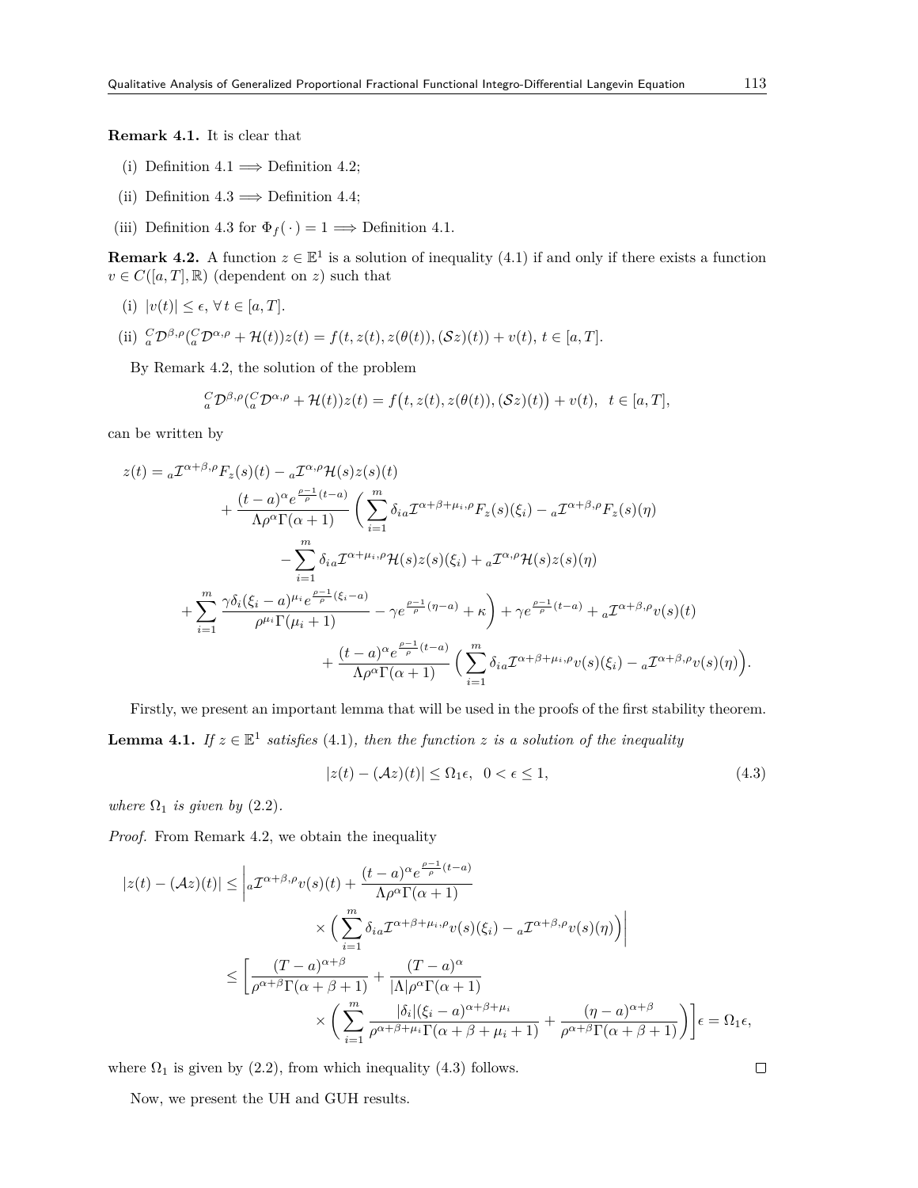**Remark 4.1.** It is clear that

(i) Definition 4.1 $\Longrightarrow$ Definition 4.2;

(ii) Definition 4.3 $\Longrightarrow$ Definition 4.4;

(iii) Definition 4.3 for $\Phi_f(\,\cdot\,) = 1 \Longrightarrow$ Definition 4.1.

**Remark 4.2.** A function $z \in \mathbb{E}^1$ is a solution of inequality (4.1) if and only if there exists a function $v \in C([a,T],\mathbb{R})$ (dependent on $z$) such that

(i) $|v(t)| \le \epsilon$, $\forall\, t \in [a,T]$.

(ii) ${}^{C}_{a}\mathcal{D}^{\beta,\rho}({}^{C}_{a}\mathcal{D}^{\alpha,\rho} + \mathcal{H}(t))z(t) = f(t, z(t), z(\theta(t)), (\mathcal{S}z)(t)) + v(t)$, $t \in [a,T]$.

By Remark 4.2, the solution of the problem

$$
{}^{C}_{a}\mathcal{D}^{\beta,\rho}({}^{C}_{a}\mathcal{D}^{\alpha,\rho} + \mathcal{H}(t))z(t) = f\big(t, z(t), z(\theta(t)), (\mathcal{S}z)(t)\big) + v(t), \quad t \in [a,T],
$$

can be written by

$$
\begin{aligned}
z(t) = {}_{a}\mathcal{I}^{\alpha+\beta,\rho}F_z(s)(t) &- {}_{a}\mathcal{I}^{\alpha,\rho}\mathcal{H}(s)z(s)(t) \\
&+ \frac{(t-a)^{\alpha}e^{\frac{\rho-1}{\rho}(t-a)}}{\Lambda\rho^{\alpha}\Gamma(\alpha+1)}\bigg(\sum_{i=1}^{m}\delta_{i a}\mathcal{I}^{\alpha+\beta+\mu_i,\rho}F_z(s)(\xi_i) - {}_{a}\mathcal{I}^{\alpha+\beta,\rho}F_z(s)(\eta) \\
&\qquad - \sum_{i=1}^{m}\delta_{i a}\mathcal{I}^{\alpha+\mu_i,\rho}\mathcal{H}(s)z(s)(\xi_i) + {}_{a}\mathcal{I}^{\alpha,\rho}\mathcal{H}(s)z(s)(\eta) \\
&+ \sum_{i=1}^{m}\frac{\gamma\delta_i(\xi_i-a)^{\mu_i}e^{\frac{\rho-1}{\rho}(\xi_i-a)}}{\rho^{\mu_i}\Gamma(\mu_i+1)} - \gamma e^{\frac{\rho-1}{\rho}(\eta-a)} + \kappa\bigg) + \gamma e^{\frac{\rho-1}{\rho}(t-a)} + {}_{a}\mathcal{I}^{\alpha+\beta,\rho}v(s)(t) \\
&+ \frac{(t-a)^{\alpha}e^{\frac{\rho-1}{\rho}(t-a)}}{\Lambda\rho^{\alpha}\Gamma(\alpha+1)}\Big(\sum_{i=1}^{m}\delta_{i a}\mathcal{I}^{\alpha+\beta+\mu_i,\rho}v(s)(\xi_i) - {}_{a}\mathcal{I}^{\alpha+\beta,\rho}v(s)(\eta)\Big).
\end{aligned}
$$

Firstly, we present an important lemma that will be used in the proofs of the first stability theorem.

**Lemma 4.1.** *If $z \in \mathbb{E}^1$ satisfies* (4.1)*, then the function $z$ is a solution of the inequality*

$$
|z(t) - (\mathcal{A}z)(t)| \le \Omega_1\epsilon, \quad 0 < \epsilon \le 1, \tag{4.3}
$$

*where $\Omega_1$ is given by* (2.2)*.*

*Proof.* From Remark 4.2, we obtain the inequality

$$
\begin{aligned}
|z(t) - (\mathcal{A}z)(t)| &\le \bigg|{}_{a}\mathcal{I}^{\alpha+\beta,\rho}v(s)(t) + \frac{(t-a)^{\alpha}e^{\frac{\rho-1}{\rho}(t-a)}}{\Lambda\rho^{\alpha}\Gamma(\alpha+1)} \\
&\qquad\qquad \times \Big(\sum_{i=1}^{m}\delta_{i a}\mathcal{I}^{\alpha+\beta+\mu_i,\rho}v(s)(\xi_i) - {}_{a}\mathcal{I}^{\alpha+\beta,\rho}v(s)(\eta)\Big)\bigg| \\
&\le \bigg[\frac{(T-a)^{\alpha+\beta}}{\rho^{\alpha+\beta}\Gamma(\alpha+\beta+1)} + \frac{(T-a)^{\alpha}}{|\Lambda|\rho^{\alpha}\Gamma(\alpha+1)} \\
&\qquad\qquad \times \bigg(\sum_{i=1}^{m}\frac{|\delta_i|(\xi_i-a)^{\alpha+\beta+\mu_i}}{\rho^{\alpha+\beta+\mu_i}\Gamma(\alpha+\beta+\mu_i+1)} + \frac{(\eta-a)^{\alpha+\beta}}{\rho^{\alpha+\beta}\Gamma(\alpha+\beta+1)}\bigg)\bigg]\epsilon = \Omega_1\epsilon,
\end{aligned}
$$

where $\Omega_1$ is given by (2.2), from which inequality (4.3) follows. $\square$

Now, we present the UH and GUH results.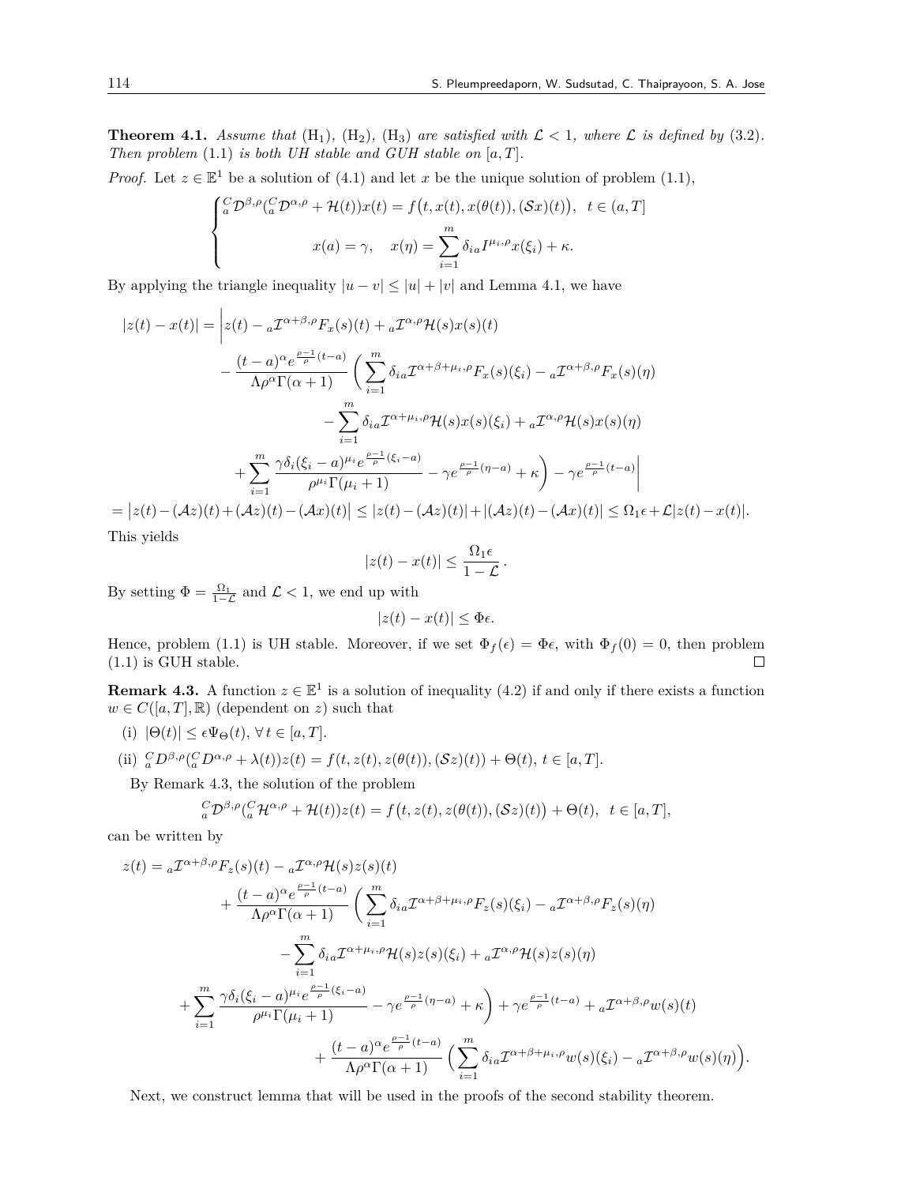**Theorem 4.1.** *Assume that* $(\mathrm{H}_1)$, $(\mathrm{H}_2)$, $(\mathrm{H}_3)$ *are satisfied with* $\mathcal{L} < 1$*, where* $\mathcal{L}$ *is defined by* (3.2)*. Then problem* (1.1) *is both UH stable and GUH stable on* $[a, T]$*.*

*Proof.* Let $z \in \mathbb{E}^1$ be a solution of (4.1) and let $x$ be the unique solution of problem (1.1),

$$
\begin{cases}
{}^{C}_{a}\mathcal{D}^{\beta,\rho}({}^{C}_{a}\mathcal{D}^{\alpha,\rho} + \mathcal{H}(t))x(t) = f\big(t, x(t), x(\theta(t)), (\mathcal{S}x)(t)\big), \quad t \in (a, T] \\
x(a) = \gamma, \quad x(\eta) = \displaystyle\sum_{i=1}^{m} \delta_{i\,a}I^{\mu_i,\rho}x(\xi_i) + \kappa.
\end{cases}
$$

By applying the triangle inequality $|u - v| \le |u| + |v|$ and Lemma 4.1, we have

$$
\begin{aligned}
|z(t) - x(t)| = \Bigg| & z(t) - {}_{a}\mathcal{I}^{\alpha+\beta,\rho}F_x(s)(t) + {}_{a}\mathcal{I}^{\alpha,\rho}\mathcal{H}(s)x(s)(t) \\
& - \frac{(t-a)^{\alpha}e^{\frac{\rho-1}{\rho}(t-a)}}{\Lambda\rho^{\alpha}\Gamma(\alpha+1)}\Bigg(\sum_{i=1}^{m}\delta_{i\,a}\mathcal{I}^{\alpha+\beta+\mu_i,\rho}F_x(s)(\xi_i) - {}_{a}\mathcal{I}^{\alpha+\beta,\rho}F_x(s)(\eta) \\
& - \sum_{i=1}^{m}\delta_{i\,a}\mathcal{I}^{\alpha+\mu_i,\rho}\mathcal{H}(s)x(s)(\xi_i) + {}_{a}\mathcal{I}^{\alpha,\rho}\mathcal{H}(s)x(s)(\eta) \\
& + \sum_{i=1}^{m}\frac{\gamma\delta_i(\xi_i-a)^{\mu_i}e^{\frac{\rho-1}{\rho}(\xi_i-a)}}{\rho^{\mu_i}\Gamma(\mu_i+1)} - \gamma e^{\frac{\rho-1}{\rho}(\eta-a)} + \kappa\Bigg) - \gamma e^{\frac{\rho-1}{\rho}(t-a)}\Bigg| \\
= \big|z(t) - (\mathcal{A}z)(t) + & (\mathcal{A}z)(t) - (\mathcal{A}x)(t)\big| \le |z(t) - (\mathcal{A}z)(t)| + |(\mathcal{A}z)(t) - (\mathcal{A}x)(t)| \le \Omega_1\epsilon + \mathcal{L}|z(t) - x(t)|.
\end{aligned}
$$

This yields

$$
|z(t) - x(t)| \le \frac{\Omega_1\epsilon}{1 - \mathcal{L}}.
$$

By setting $\Phi = \frac{\Omega_1}{1-\mathcal{L}}$ and $\mathcal{L} < 1$, we end up with

$$
|z(t) - x(t)| \le \Phi\epsilon.
$$

Hence, problem (1.1) is UH stable. Moreover, if we set $\Phi_f(\epsilon) = \Phi\epsilon$, with $\Phi_f(0) = 0$, then problem (1.1) is GUH stable. ◻

**Remark 4.3.** A function $z \in \mathbb{E}^1$ is a solution of inequality (4.2) if and only if there exists a function $w \in C([a, T], \mathbb{R})$ (dependent on $z$) such that

(i) $|\Theta(t)| \le \epsilon\Psi_{\Theta}(t)$, $\forall\, t \in [a, T]$.

(ii) ${}^{C}_{a}D^{\beta,\rho}({}^{C}_{a}D^{\alpha,\rho} + \lambda(t))z(t) = f(t, z(t), z(\theta(t)), (\mathcal{S}z)(t)) + \Theta(t)$, $t \in [a, T]$.

By Remark 4.3, the solution of the problem

$$
{}^{C}_{a}\mathcal{D}^{\beta,\rho}({}^{C}_{a}\mathcal{H}^{\alpha,\rho} + \mathcal{H}(t))z(t) = f\big(t, z(t), z(\theta(t)), (\mathcal{S}z)(t)\big) + \Theta(t), \quad t \in [a, T],
$$

can be written by

$$
\begin{aligned}
z(t) = {}& {}_{a}\mathcal{I}^{\alpha+\beta,\rho}F_z(s)(t) - {}_{a}\mathcal{I}^{\alpha,\rho}\mathcal{H}(s)z(s)(t) \\
& + \frac{(t-a)^{\alpha}e^{\frac{\rho-1}{\rho}(t-a)}}{\Lambda\rho^{\alpha}\Gamma(\alpha+1)}\Bigg(\sum_{i=1}^{m}\delta_{i\,a}\mathcal{I}^{\alpha+\beta+\mu_i,\rho}F_z(s)(\xi_i) - {}_{a}\mathcal{I}^{\alpha+\beta,\rho}F_z(s)(\eta) \\
& - \sum_{i=1}^{m}\delta_{i\,a}\mathcal{I}^{\alpha+\mu_i,\rho}\mathcal{H}(s)z(s)(\xi_i) + {}_{a}\mathcal{I}^{\alpha,\rho}\mathcal{H}(s)z(s)(\eta) \\
& + \sum_{i=1}^{m}\frac{\gamma\delta_i(\xi_i-a)^{\mu_i}e^{\frac{\rho-1}{\rho}(\xi_i-a)}}{\rho^{\mu_i}\Gamma(\mu_i+1)} - \gamma e^{\frac{\rho-1}{\rho}(\eta-a)} + \kappa\Bigg) + \gamma e^{\frac{\rho-1}{\rho}(t-a)} + {}_{a}\mathcal{I}^{\alpha+\beta,\rho}w(s)(t) \\
& + \frac{(t-a)^{\alpha}e^{\frac{\rho-1}{\rho}(t-a)}}{\Lambda\rho^{\alpha}\Gamma(\alpha+1)}\Big(\sum_{i=1}^{m}\delta_{i\,a}\mathcal{I}^{\alpha+\beta+\mu_i,\rho}w(s)(\xi_i) - {}_{a}\mathcal{I}^{\alpha+\beta,\rho}w(s)(\eta)\Big).
\end{aligned}
$$

Next, we construct lemma that will be used in the proofs of the second stability theorem.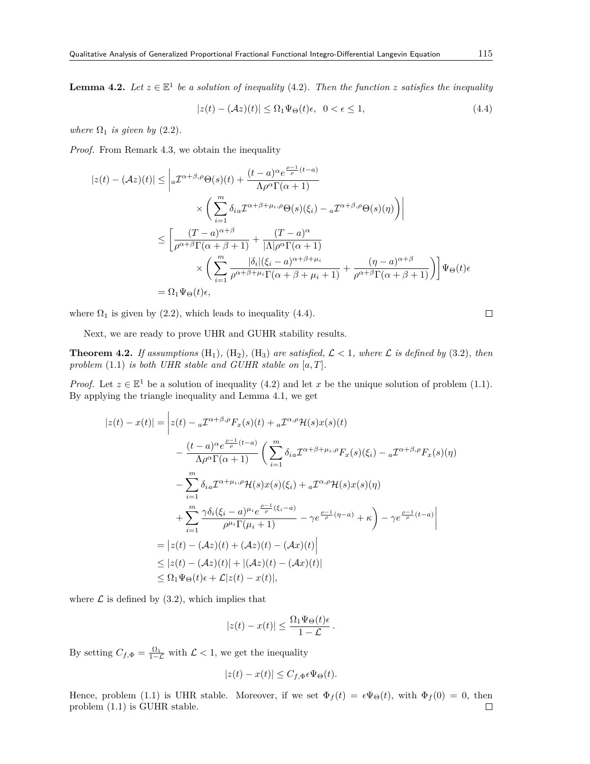**Lemma 4.2.** *Let $z \in \mathbb{E}^1$ be a solution of inequality (4.2). Then the function $z$ satisfies the inequality*

$$|z(t) - (\mathcal{A}z)(t)| \leq \Omega_1 \Psi_\Theta(t)\epsilon, \quad 0 < \epsilon \leq 1, \tag{4.4}$$

*where $\Omega_1$ is given by (2.2).*

*Proof.* From Remark 4.3, we obtain the inequality

$$\begin{aligned}
|z(t) - (\mathcal{A}z)(t)| &\leq \Bigg| {}_a\mathcal{I}^{\alpha+\beta,\rho}\Theta(s)(t) + \frac{(t-a)^\alpha e^{\frac{\rho-1}{\rho}(t-a)}}{\Lambda \rho^\alpha \Gamma(\alpha+1)} \\
&\qquad \times \Bigg( \sum_{i=1}^{m} \delta_{i\,a}\mathcal{I}^{\alpha+\beta+\mu_i,\rho}\Theta(s)(\xi_i) - {}_a\mathcal{I}^{\alpha+\beta,\rho}\Theta(s)(\eta) \Bigg) \Bigg| \\
&\leq \Bigg[ \frac{(T-a)^{\alpha+\beta}}{\rho^{\alpha+\beta}\Gamma(\alpha+\beta+1)} + \frac{(T-a)^\alpha}{|\Lambda|\rho^\alpha\Gamma(\alpha+1)} \\
&\qquad \times \Bigg( \sum_{i=1}^{m} \frac{|\delta_i|(\xi_i - a)^{\alpha+\beta+\mu_i}}{\rho^{\alpha+\beta+\mu_i}\Gamma(\alpha+\beta+\mu_i+1)} + \frac{(\eta-a)^{\alpha+\beta}}{\rho^{\alpha+\beta}\Gamma(\alpha+\beta+1)} \Bigg) \Bigg] \Psi_\Theta(t)\epsilon \\
&= \Omega_1 \Psi_\Theta(t)\epsilon,
\end{aligned}$$

where $\Omega_1$ is given by (2.2), which leads to inequality (4.4). □

Next, we are ready to prove UHR and GUHR stability results.

**Theorem 4.2.** *If assumptions* ($\mathrm{H}_1$), ($\mathrm{H}_2$), ($\mathrm{H}_3$) *are satisfied, $\mathcal{L} < 1$, where $\mathcal{L}$ is defined by (3.2), then problem (1.1) is both UHR stable and GUHR stable on $[a, T]$.*

*Proof.* Let $z \in \mathbb{E}^1$ be a solution of inequality (4.2) and let $x$ be the unique solution of problem (1.1). By applying the triangle inequality and Lemma 4.1, we get

$$\begin{aligned}
|z(t) - x(t)| &= \Bigg| z(t) - {}_a\mathcal{I}^{\alpha+\beta,\rho}F_x(s)(t) + {}_a\mathcal{I}^{\alpha,\rho}\mathcal{H}(s)x(s)(t) \\
&\qquad - \frac{(t-a)^\alpha e^{\frac{\rho-1}{\rho}(t-a)}}{\Lambda\rho^\alpha\Gamma(\alpha+1)} \Bigg( \sum_{i=1}^{m} \delta_{i\,a}\mathcal{I}^{\alpha+\beta+\mu_i,\rho}F_x(s)(\xi_i) - {}_a\mathcal{I}^{\alpha+\beta,\rho}F_x(s)(\eta) \\
&\qquad - \sum_{i=1}^{m} \delta_{i\,a}\mathcal{I}^{\alpha+\mu_i,\rho}\mathcal{H}(s)x(s)(\xi_i) + {}_a\mathcal{I}^{\alpha,\rho}\mathcal{H}(s)x(s)(\eta) \\
&\qquad + \sum_{i=1}^{m} \frac{\gamma\delta_i(\xi_i - a)^{\mu_i} e^{\frac{\rho-1}{\rho}(\xi_i - a)}}{\rho^{\mu_i}\Gamma(\mu_i+1)} - \gamma e^{\frac{\rho-1}{\rho}(\eta-a)} + \kappa \Bigg) - \gamma e^{\frac{\rho-1}{\rho}(t-a)} \Bigg| \\
&= \Big| z(t) - (\mathcal{A}z)(t) + (\mathcal{A}z)(t) - (\mathcal{A}x)(t) \Big| \\
&\leq |z(t) - (\mathcal{A}z)(t)| + |(\mathcal{A}z)(t) - (\mathcal{A}x)(t)| \\
&\leq \Omega_1\Psi_\Theta(t)\epsilon + \mathcal{L}|z(t) - x(t)|,
\end{aligned}$$

where $\mathcal{L}$ is defined by (3.2), which implies that

$$|z(t) - x(t)| \leq \frac{\Omega_1\Psi_\Theta(t)\epsilon}{1 - \mathcal{L}}.$$

By setting $C_{f,\Phi} = \frac{\Omega_1}{1-\mathcal{L}}$ with $\mathcal{L} < 1$, we get the inequality

$$|z(t) - x(t)| \leq C_{f,\Phi}\epsilon\Psi_\Theta(t).$$

Hence, problem (1.1) is UHR stable. Moreover, if we set $\Phi_f(t) = \epsilon\Psi_\Theta(t)$, with $\Phi_f(0) = 0$, then problem (1.1) is GUHR stable. □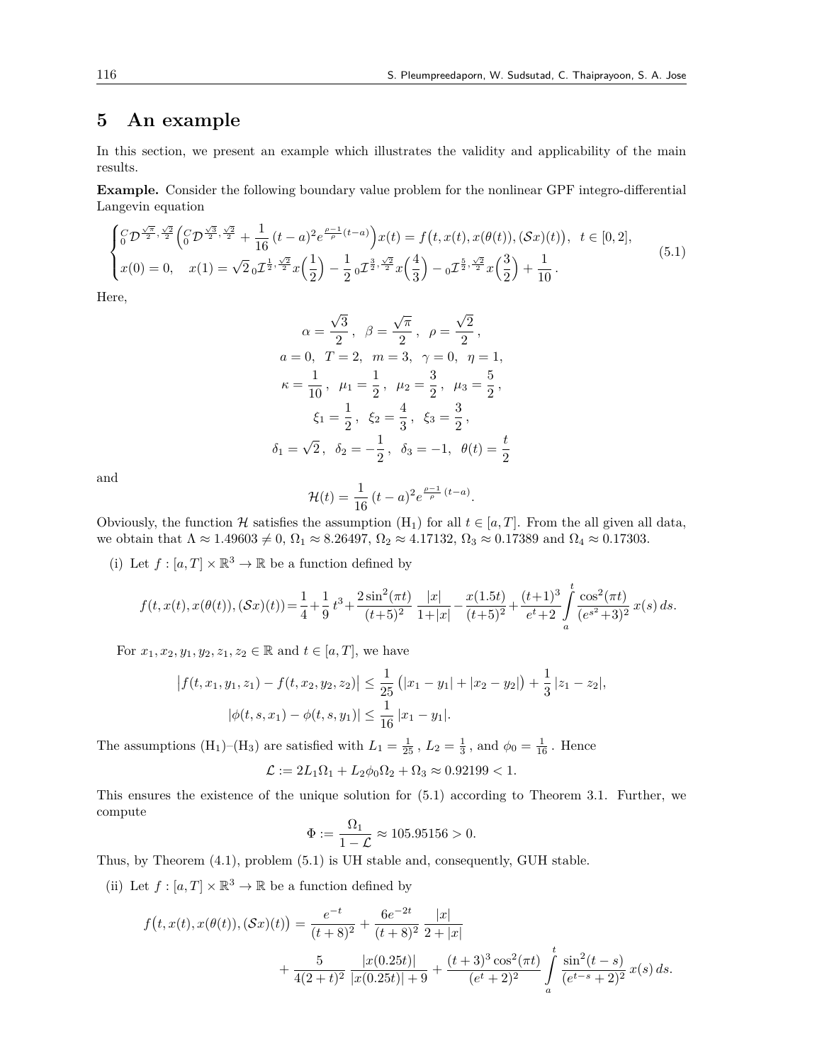## 5 An example

In this section, we present an example which illustrates the validity and applicability of the main results.

**Example.** Consider the following boundary value problem for the nonlinear GPF integro-differential Langevin equation

$$
\begin{cases}
{}_0^C\mathcal{D}^{\frac{\sqrt{\pi}}{2},\frac{\sqrt{2}}{2}}\Big({}_0^C\mathcal{D}^{\frac{\sqrt{3}}{2},\frac{\sqrt{2}}{2}} + \dfrac{1}{16}\,(t-a)^2 e^{\frac{\rho-1}{\rho}(t-a)}\Big)x(t) = f\big(t, x(t), x(\theta(t)), (\mathcal{S}x)(t)\big), \quad t \in [0,2], \\[2mm]
x(0) = 0, \quad x(1) = \sqrt{2}\,{}_0\mathcal{I}^{\frac{1}{2},\frac{\sqrt{2}}{2}}x\Big(\dfrac{1}{2}\Big) - \dfrac{1}{2}\,{}_0\mathcal{I}^{\frac{3}{2},\frac{\sqrt{2}}{2}}x\Big(\dfrac{4}{3}\Big) - {}_0\mathcal{I}^{\frac{5}{2},\frac{\sqrt{2}}{2}}x\Big(\dfrac{3}{2}\Big) + \dfrac{1}{10}\,.
\end{cases}
\tag{5.1}
$$

Here,

$$
\begin{gathered}
\alpha = \frac{\sqrt{3}}{2}\,, \quad \beta = \frac{\sqrt{\pi}}{2}\,, \quad \rho = \frac{\sqrt{2}}{2}\,, \\
a = 0, \quad T = 2, \quad m = 3, \quad \gamma = 0, \quad \eta = 1, \\
\kappa = \frac{1}{10}\,, \quad \mu_1 = \frac{1}{2}\,, \quad \mu_2 = \frac{3}{2}\,, \quad \mu_3 = \frac{5}{2}\,, \\
\xi_1 = \frac{1}{2}\,, \quad \xi_2 = \frac{4}{3}\,, \quad \xi_3 = \frac{3}{2}\,, \\
\delta_1 = \sqrt{2}\,, \quad \delta_2 = -\frac{1}{2}\,, \quad \delta_3 = -1, \quad \theta(t) = \frac{t}{2}
\end{gathered}
$$

and

$$
\mathcal{H}(t) = \frac{1}{16}\,(t-a)^2 e^{\frac{\rho-1}{\rho}\,(t-a)}.
$$

Obviously, the function $\mathcal{H}$ satisfies the assumption $(\mathrm{H}_1)$ for all $t \in [a,T]$. From the all given all data, we obtain that $\Lambda \approx 1.49603 \neq 0$, $\Omega_1 \approx 8.26497$, $\Omega_2 \approx 4.17132$, $\Omega_3 \approx 0.17389$ and $\Omega_4 \approx 0.17303$.

(i) Let $f : [a,T] \times \mathbb{R}^3 \to \mathbb{R}$ be a function defined by

$$
f(t, x(t), x(\theta(t)), (\mathcal{S}x)(t)) = \frac{1}{4} + \frac{1}{9}\,t^3 + \frac{2\sin^2(\pi t)}{(t+5)^2}\,\frac{|x|}{1+|x|} - \frac{x(1.5t)}{(t+5)^2} + \frac{(t+1)^3}{e^t+2}\int_a^t \frac{\cos^2(\pi t)}{(e^{s^2}+3)^2}\,x(s)\,ds.
$$

For $x_1, x_2, y_1, y_2, z_1, z_2 \in \mathbb{R}$ and $t \in [a,T]$, we have

$$
\begin{aligned}
\big|f(t, x_1, y_1, z_1) - f(t, x_2, y_2, z_2)\big| &\leq \frac{1}{25}\,\big(|x_1 - y_1| + |x_2 - y_2|\big) + \frac{1}{3}\,|z_1 - z_2|, \\
|\phi(t, s, x_1) - \phi(t, s, y_1)| &\leq \frac{1}{16}\,|x_1 - y_1|.
\end{aligned}
$$

The assumptions $(\mathrm{H}_1)$–$(\mathrm{H}_3)$ are satisfied with $L_1 = \frac{1}{25}$, $L_2 = \frac{1}{3}$, and $\phi_0 = \frac{1}{16}$. Hence

$$
\mathcal{L} := 2L_1\Omega_1 + L_2\phi_0\Omega_2 + \Omega_3 \approx 0.92199 < 1.
$$

This ensures the existence of the unique solution for (5.1) according to Theorem 3.1. Further, we compute

$$
\Phi := \frac{\Omega_1}{1-\mathcal{L}} \approx 105.95156 > 0.
$$

Thus, by Theorem (4.1), problem (5.1) is UH stable and, consequently, GUH stable.

(ii) Let $f : [a,T] \times \mathbb{R}^3 \to \mathbb{R}$ be a function defined by

$$
\begin{aligned}
f\big(t, x(t), x(\theta(t)), (\mathcal{S}x)(t)\big) &= \frac{e^{-t}}{(t+8)^2} + \frac{6e^{-2t}}{(t+8)^2}\,\frac{|x|}{2+|x|} \\
&\quad + \frac{5}{4(2+t)^2}\,\frac{|x(0.25t)|}{|x(0.25t)|+9} + \frac{(t+3)^3\cos^2(\pi t)}{(e^t+2)^2}\int_a^t \frac{\sin^2(t-s)}{(e^{t-s}+2)^2}\,x(s)\,ds.
\end{aligned}
$$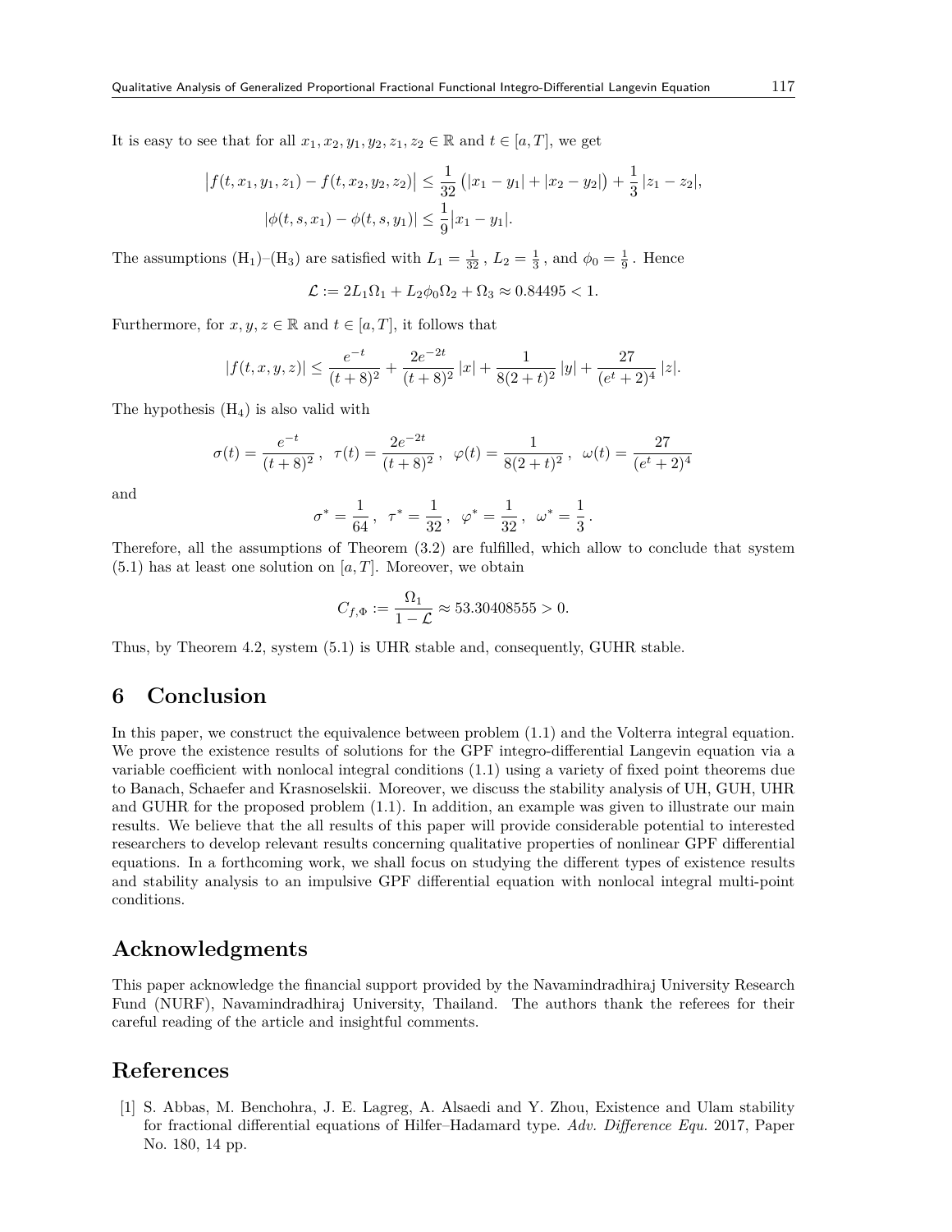It is easy to see that for all $x_1, x_2, y_1, y_2, z_1, z_2 \in \mathbb{R}$ and $t \in [a, T]$, we get

$$
\big|f(t, x_1, y_1, z_1) - f(t, x_2, y_2, z_2)\big| \leq \frac{1}{32}\big(|x_1 - y_1| + |x_2 - y_2|\big) + \frac{1}{3}\,|z_1 - z_2|,
$$

$$
|\phi(t, s, x_1) - \phi(t, s, y_1)| \leq \frac{1}{9}|x_1 - y_1|.
$$

The assumptions $(\mathrm{H}_1)$–$(\mathrm{H}_3)$ are satisfied with $L_1 = \frac{1}{32}$, $L_2 = \frac{1}{3}$, and $\phi_0 = \frac{1}{9}$. Hence

$$
\mathcal{L} := 2L_1\Omega_1 + L_2\phi_0\Omega_2 + \Omega_3 \approx 0.84495 < 1.
$$

Furthermore, for $x, y, z \in \mathbb{R}$ and $t \in [a, T]$, it follows that

$$
|f(t, x, y, z)| \leq \frac{e^{-t}}{(t+8)^2} + \frac{2e^{-2t}}{(t+8)^2}\,|x| + \frac{1}{8(2+t)^2}\,|y| + \frac{27}{(e^t+2)^4}\,|z|.
$$

The hypothesis $(\mathrm{H}_4)$ is also valid with

$$
\sigma(t) = \frac{e^{-t}}{(t+8)^2}\,, \quad \tau(t) = \frac{2e^{-2t}}{(t+8)^2}\,, \quad \varphi(t) = \frac{1}{8(2+t)^2}\,, \quad \omega(t) = \frac{27}{(e^t+2)^4}
$$

and

$$
\sigma^* = \frac{1}{64}\,, \quad \tau^* = \frac{1}{32}\,, \quad \varphi^* = \frac{1}{32}\,, \quad \omega^* = \frac{1}{3}\,.
$$

Therefore, all the assumptions of Theorem (3.2) are fulfilled, which allow to conclude that system (5.1) has at least one solution on $[a, T]$. Moreover, we obtain

$$
C_{f,\Phi} := \frac{\Omega_1}{1 - \mathcal{L}} \approx 53.30408555 > 0.
$$

Thus, by Theorem 4.2, system (5.1) is UHR stable and, consequently, GUHR stable.

## 6 Conclusion

In this paper, we construct the equivalence between problem (1.1) and the Volterra integral equation. We prove the existence results of solutions for the GPF integro-differential Langevin equation via a variable coefficient with nonlocal integral conditions (1.1) using a variety of fixed point theorems due to Banach, Schaefer and Krasnoselskii. Moreover, we discuss the stability analysis of UH, GUH, UHR and GUHR for the proposed problem (1.1). In addition, an example was given to illustrate our main results. We believe that the all results of this paper will provide considerable potential to interested researchers to develop relevant results concerning qualitative properties of nonlinear GPF differential equations. In a forthcoming work, we shall focus on studying the different types of existence results and stability analysis to an impulsive GPF differential equation with nonlocal integral multi-point conditions.

## Acknowledgments

This paper acknowledge the financial support provided by the Navamindradhiraj University Research Fund (NURF), Navamindradhiraj University, Thailand. The authors thank the referees for their careful reading of the article and insightful comments.

## References

[1] S. Abbas, M. Benchohra, J. E. Lagreg, A. Alsaedi and Y. Zhou, Existence and Ulam stability for fractional differential equations of Hilfer–Hadamard type. *Adv. Difference Equ.* 2017, Paper No. 180, 14 pp.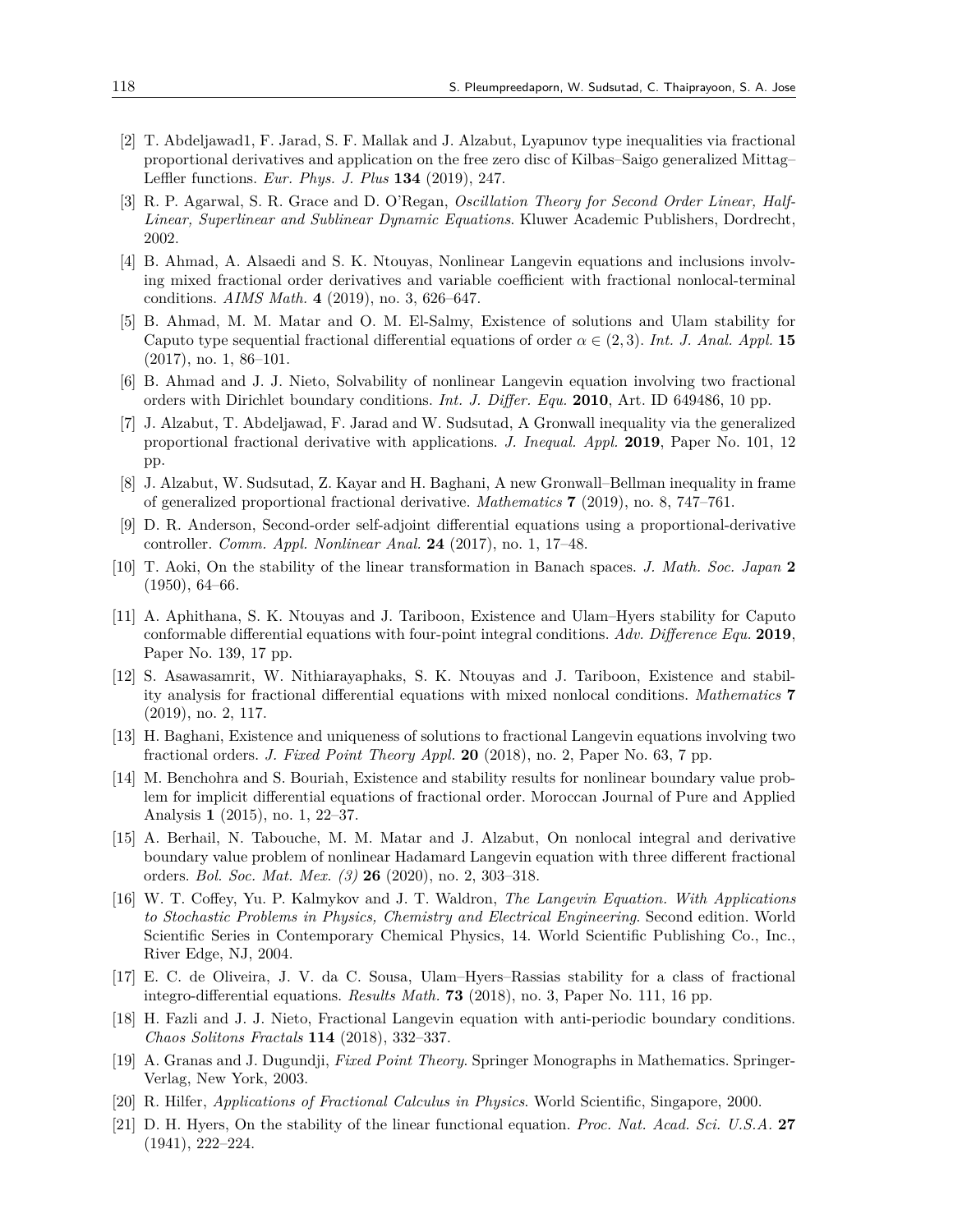[2] T. Abdeljawad1, F. Jarad, S. F. Mallak and J. Alzabut, Lyapunov type inequalities via fractional proportional derivatives and application on the free zero disc of Kilbas–Saigo generalized Mittag–Leffler functions. *Eur. Phys. J. Plus* **134** (2019), 247.

[3] R. P. Agarwal, S. R. Grace and D. O'Regan, *Oscillation Theory for Second Order Linear, Half-Linear, Superlinear and Sublinear Dynamic Equations*. Kluwer Academic Publishers, Dordrecht, 2002.

[4] B. Ahmad, A. Alsaedi and S. K. Ntouyas, Nonlinear Langevin equations and inclusions involving mixed fractional order derivatives and variable coefficient with fractional nonlocal-terminal conditions. *AIMS Math.* **4** (2019), no. 3, 626–647.

[5] B. Ahmad, M. M. Matar and O. M. El-Salmy, Existence of solutions and Ulam stability for Caputo type sequential fractional differential equations of order $\alpha \in (2, 3)$. *Int. J. Anal. Appl.* **15** (2017), no. 1, 86–101.

[6] B. Ahmad and J. J. Nieto, Solvability of nonlinear Langevin equation involving two fractional orders with Dirichlet boundary conditions. *Int. J. Differ. Equ.* **2010**, Art. ID 649486, 10 pp.

[7] J. Alzabut, T. Abdeljawad, F. Jarad and W. Sudsutad, A Gronwall inequality via the generalized proportional fractional derivative with applications. *J. Inequal. Appl.* **2019**, Paper No. 101, 12 pp.

[8] J. Alzabut, W. Sudsutad, Z. Kayar and H. Baghani, A new Gronwall–Bellman inequality in frame of generalized proportional fractional derivative. *Mathematics* **7** (2019), no. 8, 747–761.

[9] D. R. Anderson, Second-order self-adjoint differential equations using a proportional-derivative controller. *Comm. Appl. Nonlinear Anal.* **24** (2017), no. 1, 17–48.

[10] T. Aoki, On the stability of the linear transformation in Banach spaces. *J. Math. Soc. Japan* **2** (1950), 64–66.

[11] A. Aphithana, S. K. Ntouyas and J. Tariboon, Existence and Ulam–Hyers stability for Caputo conformable differential equations with four-point integral conditions. *Adv. Difference Equ.* **2019**, Paper No. 139, 17 pp.

[12] S. Asawasamrit, W. Nithiarayaphaks, S. K. Ntouyas and J. Tariboon, Existence and stability analysis for fractional differential equations with mixed nonlocal conditions. *Mathematics* **7** (2019), no. 2, 117.

[13] H. Baghani, Existence and uniqueness of solutions to fractional Langevin equations involving two fractional orders. *J. Fixed Point Theory Appl.* **20** (2018), no. 2, Paper No. 63, 7 pp.

[14] M. Benchohra and S. Bouriah, Existence and stability results for nonlinear boundary value problem for implicit differential equations of fractional order. Moroccan Journal of Pure and Applied Analysis **1** (2015), no. 1, 22–37.

[15] A. Berhail, N. Tabouche, M. M. Matar and J. Alzabut, On nonlocal integral and derivative boundary value problem of nonlinear Hadamard Langevin equation with three different fractional orders. *Bol. Soc. Mat. Mex. (3)* **26** (2020), no. 2, 303–318.

[16] W. T. Coffey, Yu. P. Kalmykov and J. T. Waldron, *The Langevin Equation. With Applications to Stochastic Problems in Physics, Chemistry and Electrical Engineering*. Second edition. World Scientific Series in Contemporary Chemical Physics, 14. World Scientific Publishing Co., Inc., River Edge, NJ, 2004.

[17] E. C. de Oliveira, J. V. da C. Sousa, Ulam–Hyers–Rassias stability for a class of fractional integro-differential equations. *Results Math.* **73** (2018), no. 3, Paper No. 111, 16 pp.

[18] H. Fazli and J. J. Nieto, Fractional Langevin equation with anti-periodic boundary conditions. *Chaos Solitons Fractals* **114** (2018), 332–337.

[19] A. Granas and J. Dugundji, *Fixed Point Theory*. Springer Monographs in Mathematics. Springer-Verlag, New York, 2003.

[20] R. Hilfer, *Applications of Fractional Calculus in Physics*. World Scientific, Singapore, 2000.

[21] D. H. Hyers, On the stability of the linear functional equation. *Proc. Nat. Acad. Sci. U.S.A.* **27** (1941), 222–224.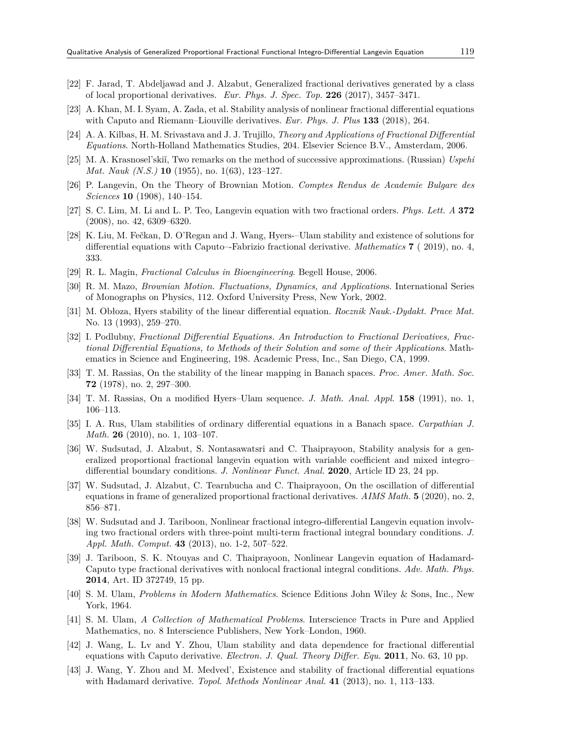[22] F. Jarad, T. Abdeljawad and J. Alzabut, Generalized fractional derivatives generated by a class of local proportional derivatives. *Eur. Phys. J. Spec. Top.* **226** (2017), 3457–3471.

[23] A. Khan, M. I. Syam, A. Zada, et al. Stability analysis of nonlinear fractional differential equations with Caputo and Riemann–Liouville derivatives. *Eur. Phys. J. Plus* **133** (2018), 264.

[24] A. A. Kilbas, H. M. Srivastava and J. J. Trujillo, *Theory and Applications of Fractional Differential Equations*. North-Holland Mathematics Studies, 204. Elsevier Science B.V., Amsterdam, 2006.

[25] M. A. Krasnosel'skiĭ, Two remarks on the method of successive approximations. (Russian) *Uspehi Mat. Nauk (N.S.)* **10** (1955), no. 1(63), 123–127.

[26] P. Langevin, On the Theory of Brownian Motion. *Comptes Rendus de Academie Bulgare des Sciences* **10** (1908), 140–154.

[27] S. C. Lim, M. Li and L. P. Teo, Langevin equation with two fractional orders. *Phys. Lett. A* **372** (2008), no. 42, 6309–6320.

[28] K. Liu, M. Fečkan, D. O'Regan and J. Wang, Hyers-–Ulam stability and existence of solutions for differential equations with Caputo–-Fabrizio fractional derivative. *Mathematics* **7** ( 2019), no. 4, 333.

[29] R. L. Magin, *Fractional Calculus in Bioengineering*. Begell House, 2006.

[30] R. M. Mazo, *Brownian Motion. Fluctuations, Dynamics, and Applications*. International Series of Monographs on Physics, 112. Oxford University Press, New York, 2002.

[31] M. Obłoza, Hyers stability of the linear differential equation. *Rocznik Nauk.-Dydakt. Prace Mat.* No. 13 (1993), 259–270.

[32] I. Podlubny, *Fractional Differential Equations. An Introduction to Fractional Derivatives, Fractional Differential Equations, to Methods of their Solution and some of their Applications*. Mathematics in Science and Engineering, 198. Academic Press, Inc., San Diego, CA, 1999.

[33] T. M. Rassias, On the stability of the linear mapping in Banach spaces. *Proc. Amer. Math. Soc.* **72** (1978), no. 2, 297–300.

[34] T. M. Rassias, On a modified Hyers–Ulam sequence. *J. Math. Anal. Appl.* **158** (1991), no. 1, 106–113.

[35] I. A. Rus, Ulam stabilities of ordinary differential equations in a Banach space. *Carpathian J. Math.* **26** (2010), no. 1, 103–107.

[36] W. Sudsutad, J. Alzabut, S. Nontasawatsri and C. Thaiprayoon, Stability analysis for a generalized proportional fractional langevin equation with variable coefficient and mixed integro–differential boundary conditions. *J. Nonlinear Funct. Anal.* **2020**, Article ID 23, 24 pp.

[37] W. Sudsutad, J. Alzabut, C. Tearnbucha and C. Thaiprayoon, On the oscillation of differential equations in frame of generalized proportional fractional derivatives. *AIMS Math.* **5** (2020), no. 2, 856–871.

[38] W. Sudsutad and J. Tariboon, Nonlinear fractional integro-differential Langevin equation involving two fractional orders with three-point multi-term fractional integral boundary conditions. *J. Appl. Math. Comput.* **43** (2013), no. 1-2, 507–522.

[39] J. Tariboon, S. K. Ntouyas and C. Thaiprayoon, Nonlinear Langevin equation of Hadamard-Caputo type fractional derivatives with nonlocal fractional integral conditions. *Adv. Math. Phys.* **2014**, Art. ID 372749, 15 pp.

[40] S. M. Ulam, *Problems in Modern Mathematics*. Science Editions John Wiley & Sons, Inc., New York, 1964.

[41] S. M. Ulam, *A Collection of Mathematical Problems*. Interscience Tracts in Pure and Applied Mathematics, no. 8 Interscience Publishers, New York–London, 1960.

[42] J. Wang, L. Lv and Y. Zhou, Ulam stability and data dependence for fractional differential equations with Caputo derivative. *Electron. J. Qual. Theory Differ. Equ.* **2011**, No. 63, 10 pp.

[43] J. Wang, Y. Zhou and M. Medved', Existence and stability of fractional differential equations with Hadamard derivative. *Topol. Methods Nonlinear Anal.* **41** (2013), no. 1, 113–133.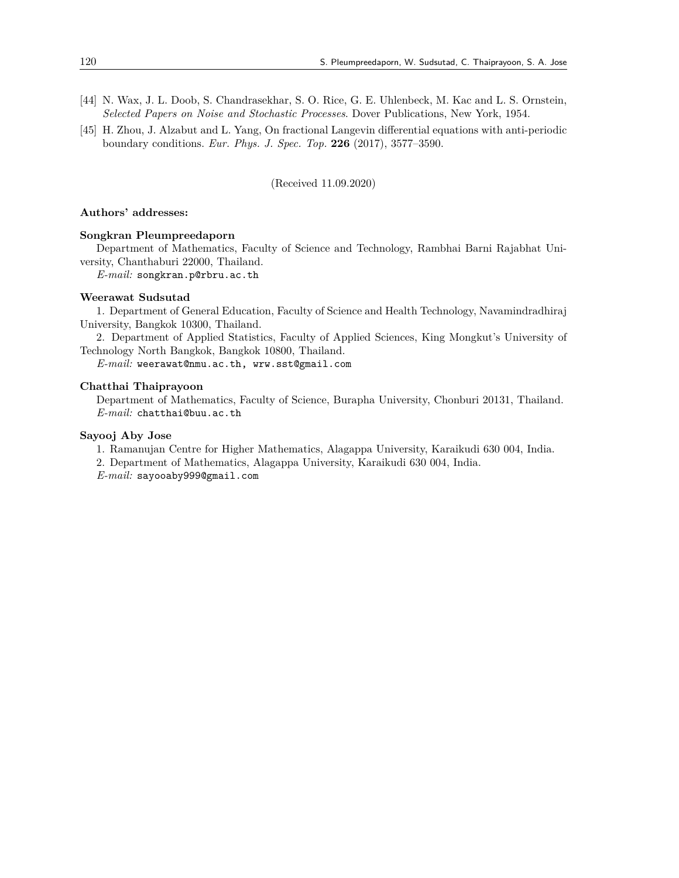[44] N. Wax, J. L. Doob, S. Chandrasekhar, S. O. Rice, G. E. Uhlenbeck, M. Kac and L. S. Ornstein, *Selected Papers on Noise and Stochastic Processes*. Dover Publications, New York, 1954.

[45] H. Zhou, J. Alzabut and L. Yang, On fractional Langevin differential equations with anti-periodic boundary conditions. *Eur. Phys. J. Spec. Top.* **226** (2017), 3577–3590.

(Received 11.09.2020)

**Authors' addresses:**

**Songkran Pleumpreedaporn**

Department of Mathematics, Faculty of Science and Technology, Rambhai Barni Rajabhat University, Chanthaburi 22000, Thailand.

*E-mail:* songkran.p@rbru.ac.th

**Weerawat Sudsutad**

1. Department of General Education, Faculty of Science and Health Technology, Navamindradhiraj University, Bangkok 10300, Thailand.

2. Department of Applied Statistics, Faculty of Applied Sciences, King Mongkut's University of Technology North Bangkok, Bangkok 10800, Thailand.

*E-mail:* weerawat@nmu.ac.th, wrw.sst@gmail.com

**Chatthai Thaiprayoon**

Department of Mathematics, Faculty of Science, Burapha University, Chonburi 20131, Thailand.

*E-mail:* chatthai@buu.ac.th

**Sayooj Aby Jose**

1. Ramanujan Centre for Higher Mathematics, Alagappa University, Karaikudi 630 004, India.

2. Department of Mathematics, Alagappa University, Karaikudi 630 004, India.

*E-mail:* sayooaby999@gmail.com